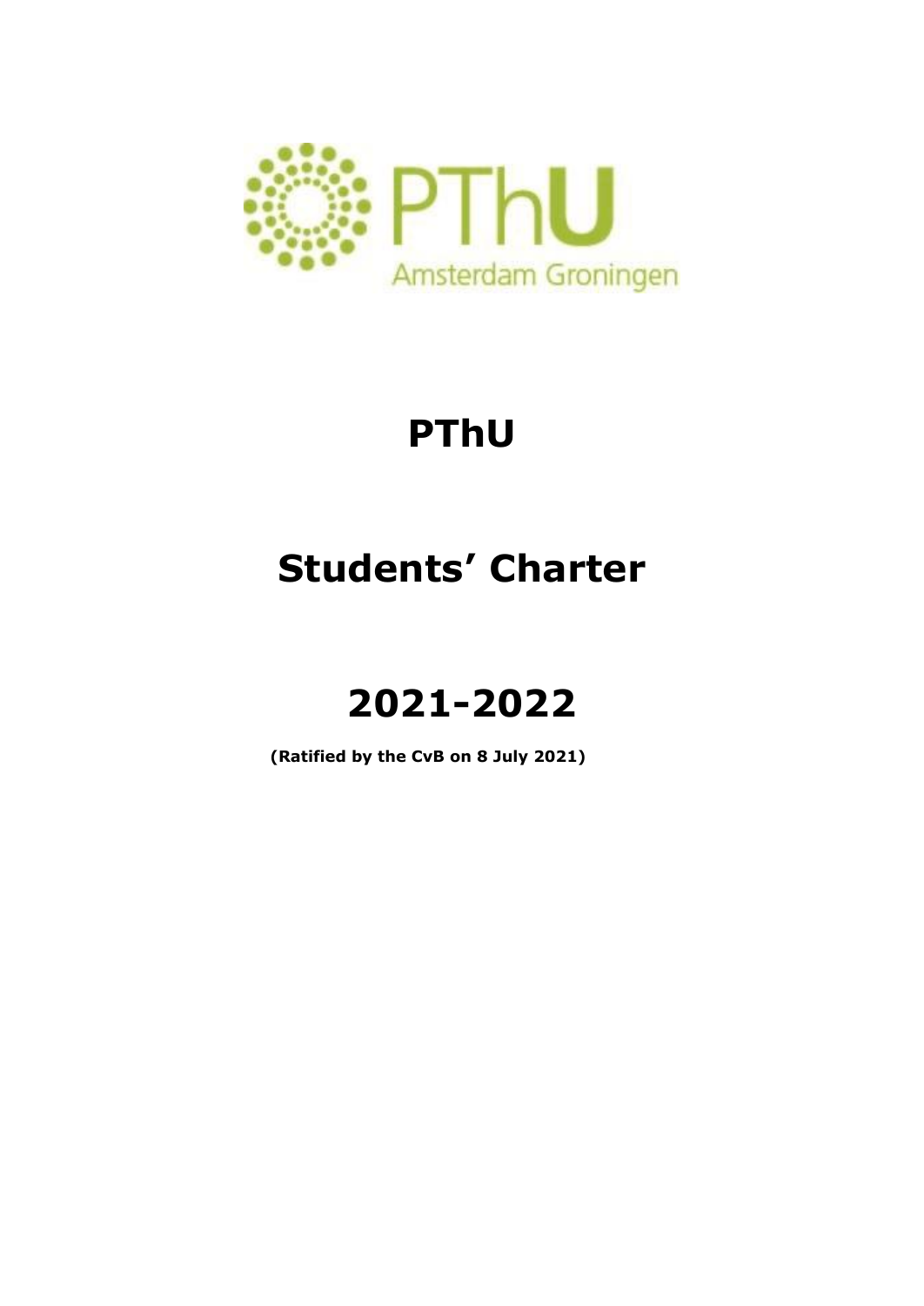PThU

Amsterdam Groningen

# PThU

# Students' Charter

# 2021-2022

**(Ratified by the CvB on 8 July 2021)**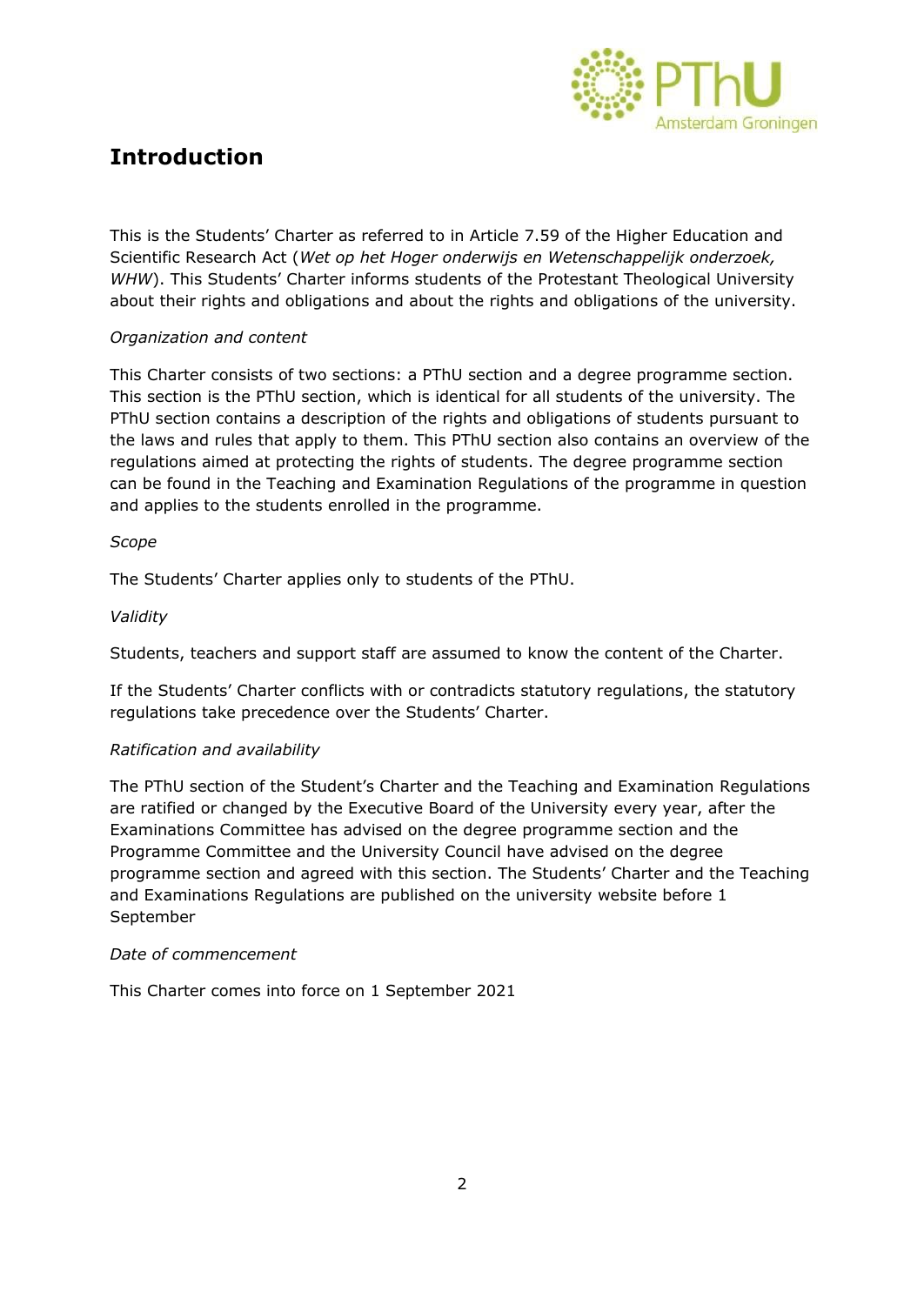# Introduction

This is the Students' Charter as referred to in Article 7.59 of the Higher Education and Scientific Research Act (*Wet op het Hoger onderwijs en Wetenschappelijk onderzoek, WHW*). This Students' Charter informs students of the Protestant Theological University about their rights and obligations and about the rights and obligations of the university.

*Organization and content*

This Charter consists of two sections: a PThU section and a degree programme section. This section is the PThU section, which is identical for all students of the university. The PThU section contains a description of the rights and obligations of students pursuant to the laws and rules that apply to them. This PThU section also contains an overview of the regulations aimed at protecting the rights of students. The degree programme section can be found in the Teaching and Examination Regulations of the programme in question and applies to the students enrolled in the programme.

*Scope*

The Students' Charter applies only to students of the PThU.

*Validity*

Students, teachers and support staff are assumed to know the content of the Charter.

If the Students' Charter conflicts with or contradicts statutory regulations, the statutory regulations take precedence over the Students' Charter.

*Ratification and availability*

The PThU section of the Student's Charter and the Teaching and Examination Regulations are ratified or changed by the Executive Board of the University every year, after the Examinations Committee has advised on the degree programme section and the Programme Committee and the University Council have advised on the degree programme section and agreed with this section. The Students' Charter and the Teaching and Examinations Regulations are published on the university website before 1 September

*Date of commencement*

This Charter comes into force on 1 September 2021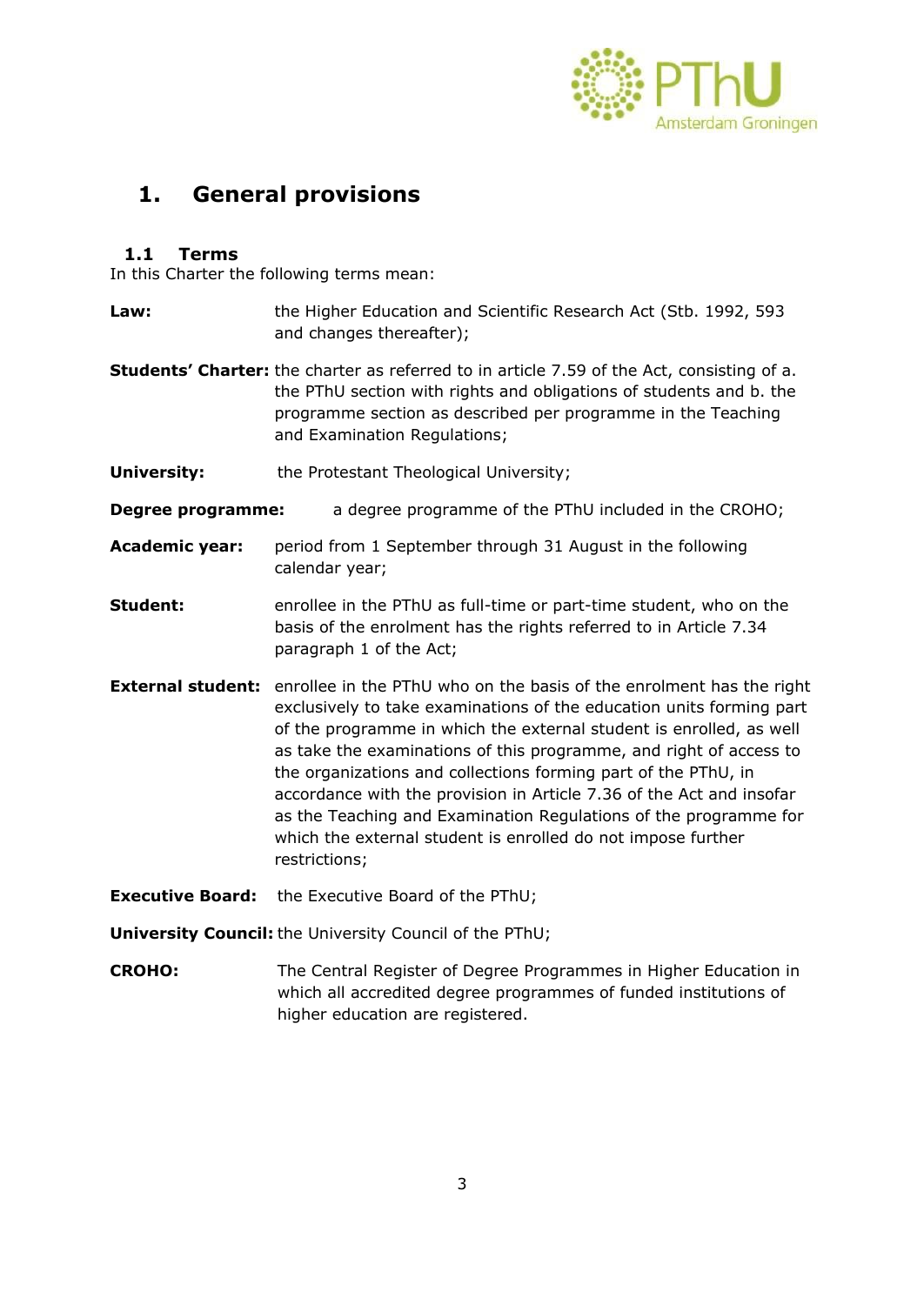# 1. General provisions

## 1.1 Terms

In this Charter the following terms mean:

**Law:** the Higher Education and Scientific Research Act (Stb. 1992, 593 and changes thereafter);

**Students' Charter:** the charter as referred to in article 7.59 of the Act, consisting of a. the PThU section with rights and obligations of students and b. the programme section as described per programme in the Teaching and Examination Regulations;

**University:** the Protestant Theological University;

**Degree programme:** a degree programme of the PThU included in the CROHO;

**Academic year:** period from 1 September through 31 August in the following calendar year;

**Student:** enrollee in the PThU as full-time or part-time student, who on the basis of the enrolment has the rights referred to in Article 7.34 paragraph 1 of the Act;

**External student:** enrollee in the PThU who on the basis of the enrolment has the right exclusively to take examinations of the education units forming part of the programme in which the external student is enrolled, as well as take the examinations of this programme, and right of access to the organizations and collections forming part of the PThU, in accordance with the provision in Article 7.36 of the Act and insofar as the Teaching and Examination Regulations of the programme for which the external student is enrolled do not impose further restrictions;

**Executive Board:** the Executive Board of the PThU;

**University Council:** the University Council of the PThU;

**CROHO:** The Central Register of Degree Programmes in Higher Education in which all accredited degree programmes of funded institutions of higher education are registered.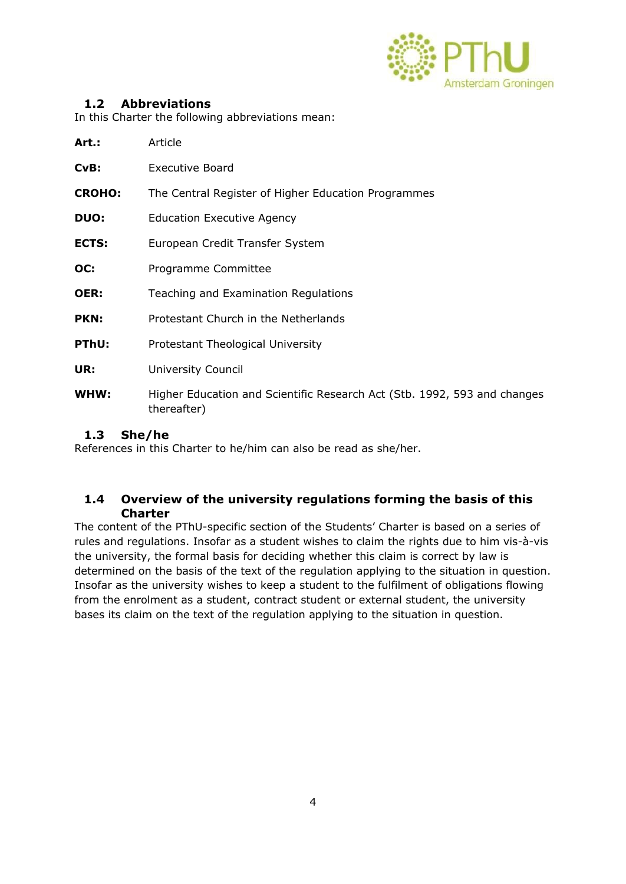## 1.2 Abbreviations

In this Charter the following abbreviations mean:

| | |
|---|---|
| **Art.:** | Article |
| **CvB:** | Executive Board |
| **CROHO:** | The Central Register of Higher Education Programmes |
| **DUO:** | Education Executive Agency |
| **ECTS:** | European Credit Transfer System |
| **OC:** | Programme Committee |
| **OER:** | Teaching and Examination Regulations |
| **PKN:** | Protestant Church in the Netherlands |
| **PThU:** | Protestant Theological University |
| **UR:** | University Council |
| **WHW:** | Higher Education and Scientific Research Act (Stb. 1992, 593 and changes thereafter) |

## 1.3 She/he

References in this Charter to he/him can also be read as she/her.

## 1.4 Overview of the university regulations forming the basis of this Charter

The content of the PThU-specific section of the Students' Charter is based on a series of rules and regulations. Insofar as a student wishes to claim the rights due to him vis-à-vis the university, the formal basis for deciding whether this claim is correct by law is determined on the basis of the text of the regulation applying to the situation in question. Insofar as the university wishes to keep a student to the fulfilment of obligations flowing from the enrolment as a student, contract student or external student, the university bases its claim on the text of the regulation applying to the situation in question.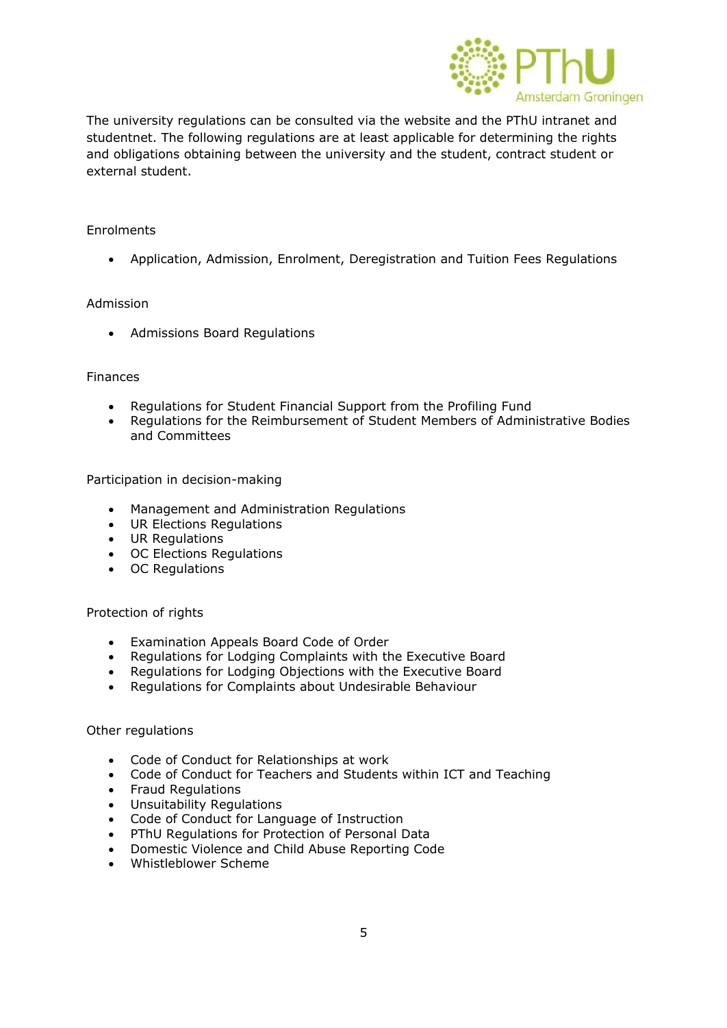The university regulations can be consulted via the website and the PThU intranet and studentnet. The following regulations are at least applicable for determining the rights and obligations obtaining between the university and the student, contract student or external student.

Enrolments

- Application, Admission, Enrolment, Deregistration and Tuition Fees Regulations

Admission

- Admissions Board Regulations

Finances

- Regulations for Student Financial Support from the Profiling Fund
- Regulations for the Reimbursement of Student Members of Administrative Bodies and Committees

Participation in decision-making

- Management and Administration Regulations
- UR Elections Regulations
- UR Regulations
- OC Elections Regulations
- OC Regulations

Protection of rights

- Examination Appeals Board Code of Order
- Regulations for Lodging Complaints with the Executive Board
- Regulations for Lodging Objections with the Executive Board
- Regulations for Complaints about Undesirable Behaviour

Other regulations

- Code of Conduct for Relationships at work
- Code of Conduct for Teachers and Students within ICT and Teaching
- Fraud Regulations
- Unsuitability Regulations
- Code of Conduct for Language of Instruction
- PThU Regulations for Protection of Personal Data
- Domestic Violence and Child Abuse Reporting Code
- Whistleblower Scheme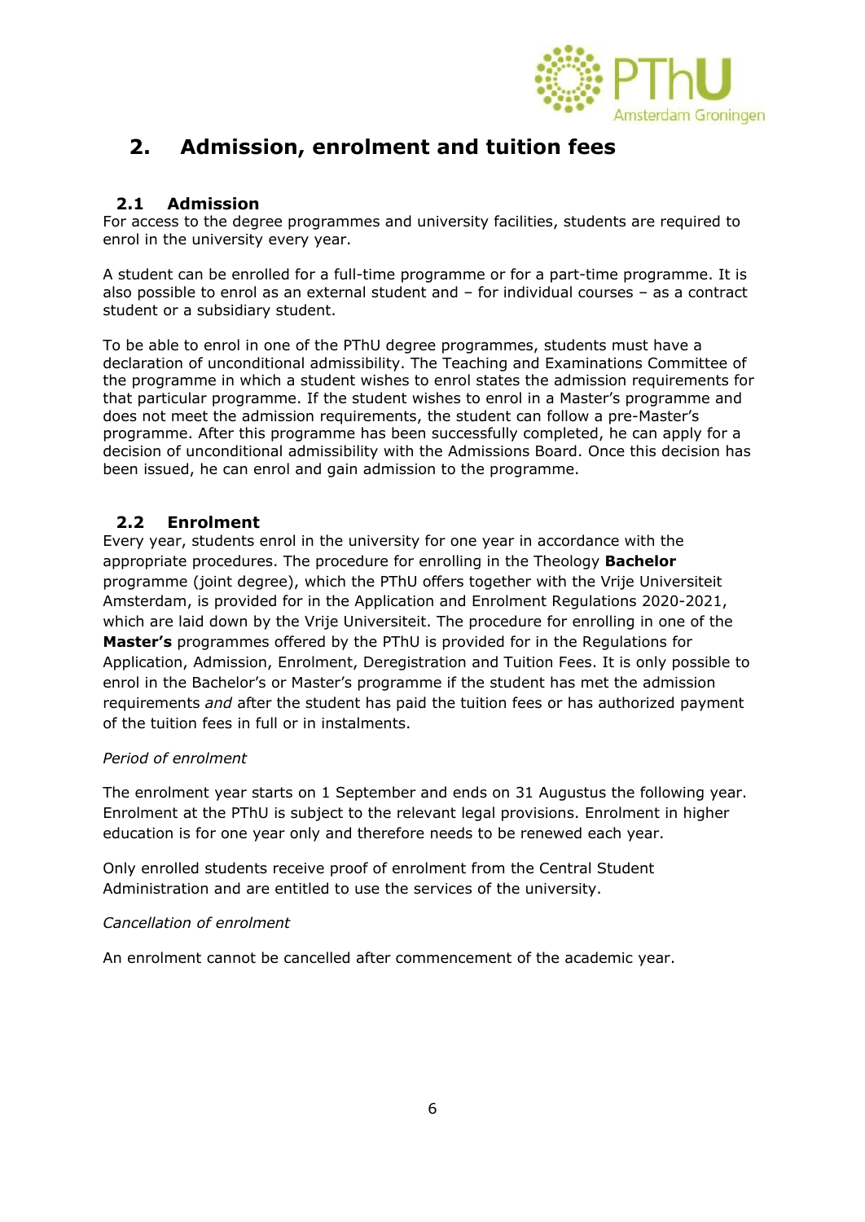# 2. Admission, enrolment and tuition fees

## 2.1 Admission

For access to the degree programmes and university facilities, students are required to enrol in the university every year.

A student can be enrolled for a full-time programme or for a part-time programme. It is also possible to enrol as an external student and – for individual courses – as a contract student or a subsidiary student.

To be able to enrol in one of the PThU degree programmes, students must have a declaration of unconditional admissibility. The Teaching and Examinations Committee of the programme in which a student wishes to enrol states the admission requirements for that particular programme. If the student wishes to enrol in a Master's programme and does not meet the admission requirements, the student can follow a pre-Master's programme. After this programme has been successfully completed, he can apply for a decision of unconditional admissibility with the Admissions Board. Once this decision has been issued, he can enrol and gain admission to the programme.

## 2.2 Enrolment

Every year, students enrol in the university for one year in accordance with the appropriate procedures. The procedure for enrolling in the Theology **Bachelor** programme (joint degree), which the PThU offers together with the Vrije Universiteit Amsterdam, is provided for in the Application and Enrolment Regulations 2020-2021, which are laid down by the Vrije Universiteit. The procedure for enrolling in one of the **Master's** programmes offered by the PThU is provided for in the Regulations for Application, Admission, Enrolment, Deregistration and Tuition Fees. It is only possible to enrol in the Bachelor's or Master's programme if the student has met the admission requirements *and* after the student has paid the tuition fees or has authorized payment of the tuition fees in full or in instalments.

*Period of enrolment*

The enrolment year starts on 1 September and ends on 31 Augustus the following year. Enrolment at the PThU is subject to the relevant legal provisions. Enrolment in higher education is for one year only and therefore needs to be renewed each year.

Only enrolled students receive proof of enrolment from the Central Student Administration and are entitled to use the services of the university.

*Cancellation of enrolment*

An enrolment cannot be cancelled after commencement of the academic year.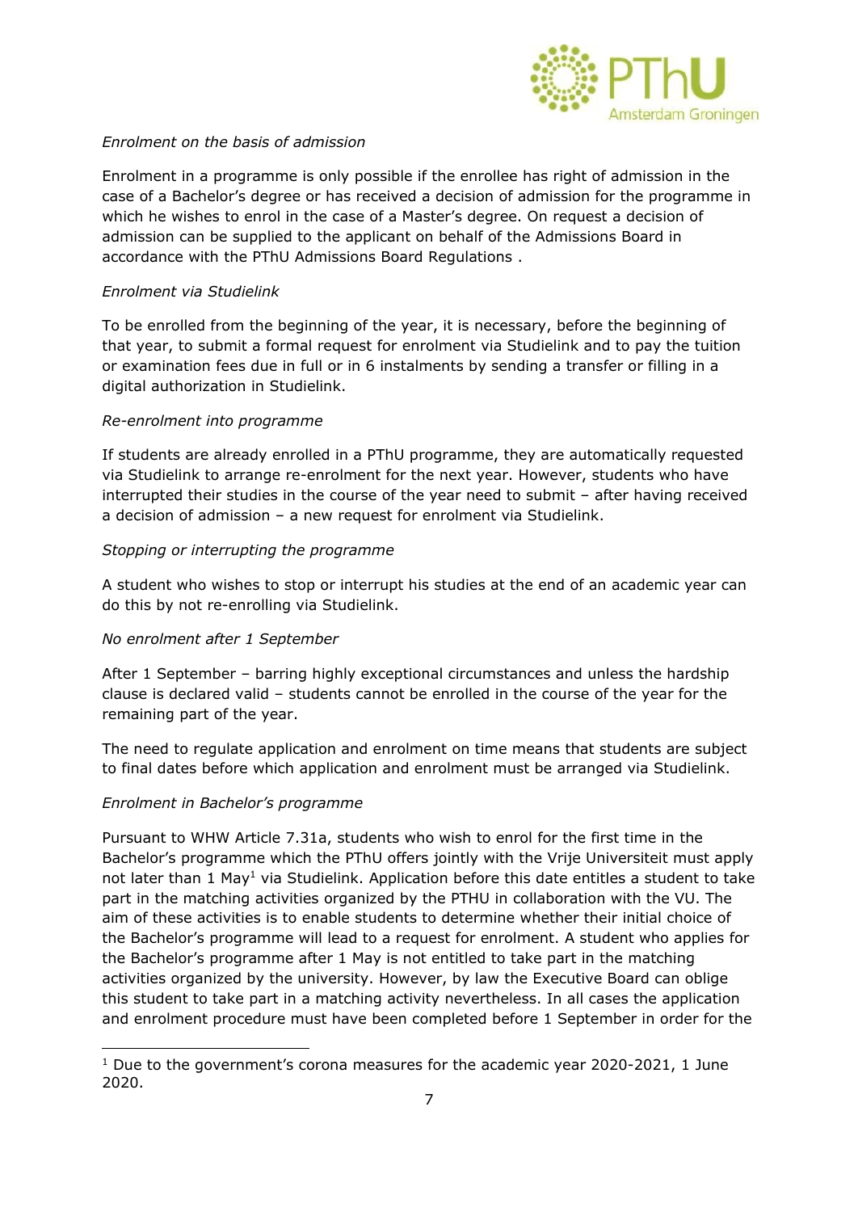*Enrolment on the basis of admission*

Enrolment in a programme is only possible if the enrollee has right of admission in the case of a Bachelor's degree or has received a decision of admission for the programme in which he wishes to enrol in the case of a Master's degree. On request a decision of admission can be supplied to the applicant on behalf of the Admissions Board in accordance with the PThU Admissions Board Regulations .

*Enrolment via Studielink*

To be enrolled from the beginning of the year, it is necessary, before the beginning of that year, to submit a formal request for enrolment via Studielink and to pay the tuition or examination fees due in full or in 6 instalments by sending a transfer or filling in a digital authorization in Studielink.

*Re-enrolment into programme*

If students are already enrolled in a PThU programme, they are automatically requested via Studielink to arrange re-enrolment for the next year. However, students who have interrupted their studies in the course of the year need to submit – after having received a decision of admission – a new request for enrolment via Studielink.

*Stopping or interrupting the programme*

A student who wishes to stop or interrupt his studies at the end of an academic year can do this by not re-enrolling via Studielink.

*No enrolment after 1 September*

After 1 September – barring highly exceptional circumstances and unless the hardship clause is declared valid – students cannot be enrolled in the course of the year for the remaining part of the year.

The need to regulate application and enrolment on time means that students are subject to final dates before which application and enrolment must be arranged via Studielink.

*Enrolment in Bachelor's programme*

Pursuant to WHW Article 7.31a, students who wish to enrol for the first time in the Bachelor's programme which the PThU offers jointly with the Vrije Universiteit must apply not later than 1 May[1] via Studielink. Application before this date entitles a student to take part in the matching activities organized by the PTHU in collaboration with the VU. The aim of these activities is to enable students to determine whether their initial choice of the Bachelor's programme will lead to a request for enrolment. A student who applies for the Bachelor's programme after 1 May is not entitled to take part in the matching activities organized by the university. However, by law the Executive Board can oblige this student to take part in a matching activity nevertheless. In all cases the application and enrolment procedure must have been completed before 1 September in order for the

[1] Due to the government's corona measures for the academic year 2020-2021, 1 June 2020.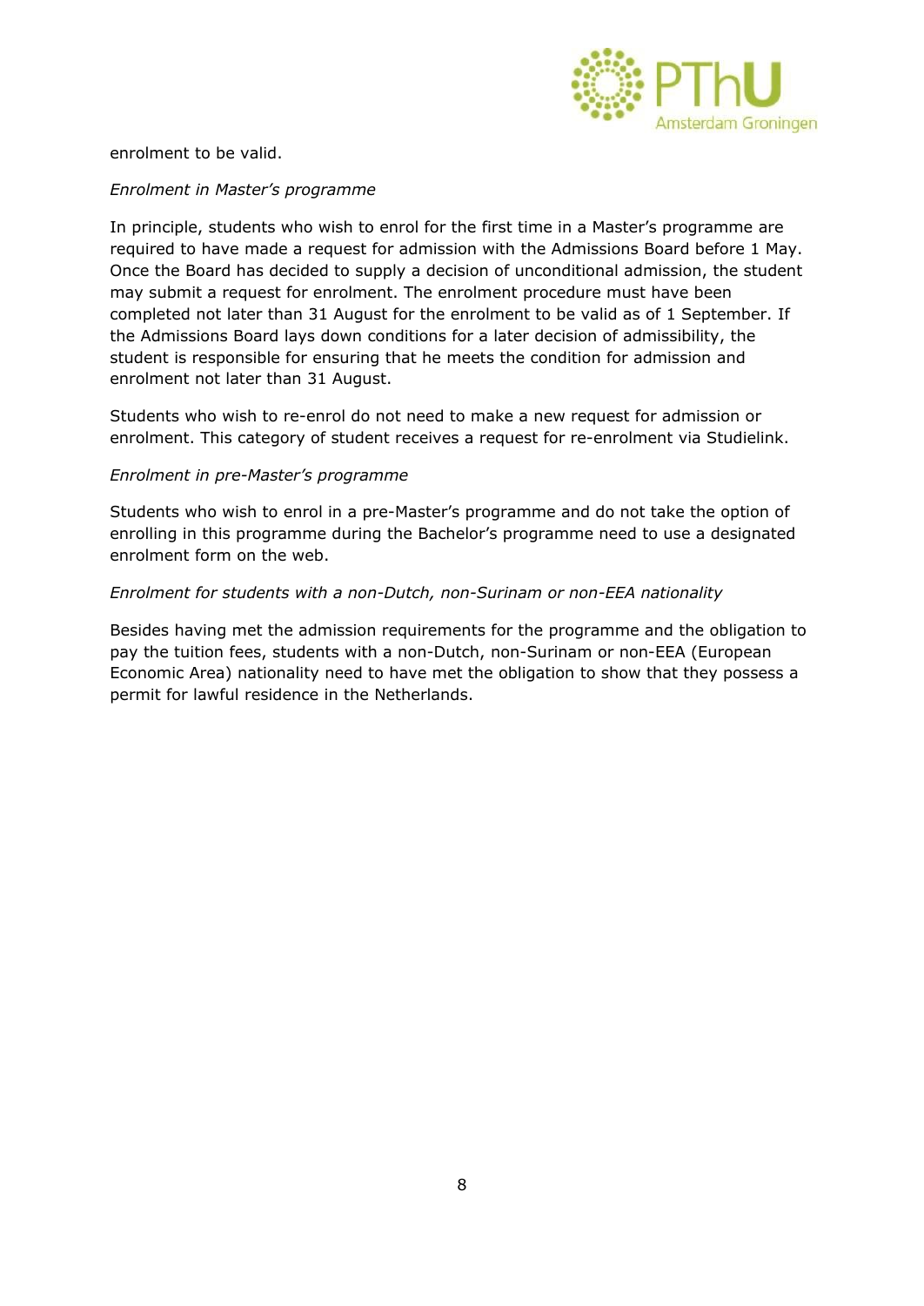enrolment to be valid.

*Enrolment in Master's programme*

In principle, students who wish to enrol for the first time in a Master's programme are required to have made a request for admission with the Admissions Board before 1 May. Once the Board has decided to supply a decision of unconditional admission, the student may submit a request for enrolment. The enrolment procedure must have been completed not later than 31 August for the enrolment to be valid as of 1 September. If the Admissions Board lays down conditions for a later decision of admissibility, the student is responsible for ensuring that he meets the condition for admission and enrolment not later than 31 August.

Students who wish to re-enrol do not need to make a new request for admission or enrolment. This category of student receives a request for re-enrolment via Studielink.

*Enrolment in pre-Master's programme*

Students who wish to enrol in a pre-Master's programme and do not take the option of enrolling in this programme during the Bachelor's programme need to use a designated enrolment form on the web.

*Enrolment for students with a non-Dutch, non-Surinam or non-EEA nationality*

Besides having met the admission requirements for the programme and the obligation to pay the tuition fees, students with a non-Dutch, non-Surinam or non-EEA (European Economic Area) nationality need to have met the obligation to show that they possess a permit for lawful residence in the Netherlands.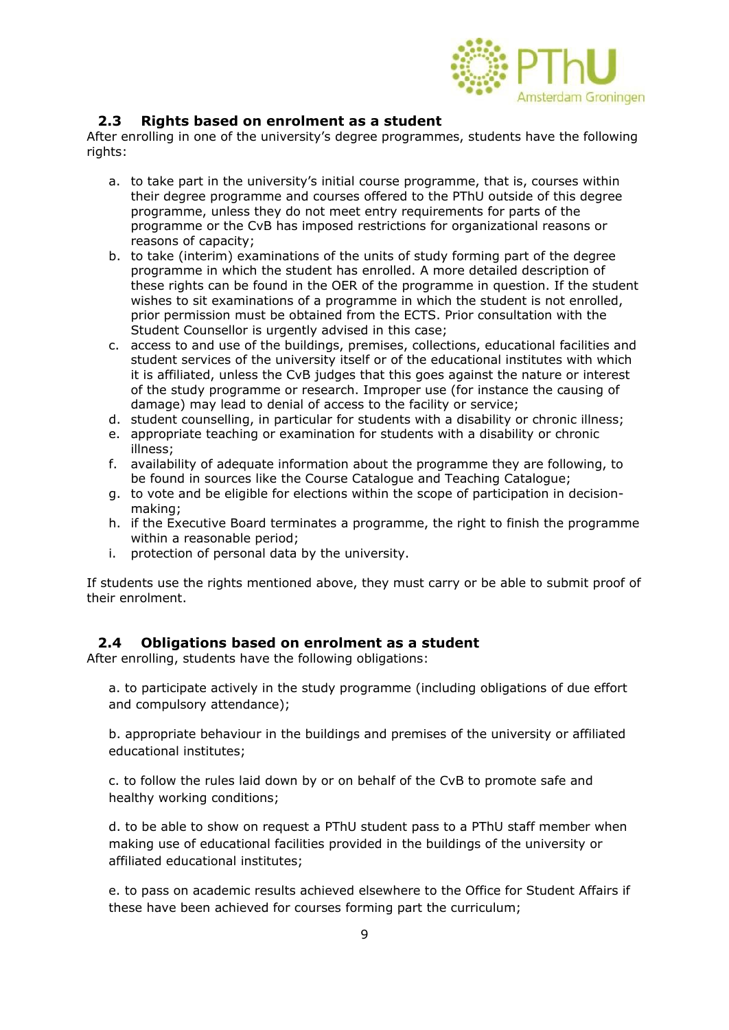### 2.3 Rights based on enrolment as a student

After enrolling in one of the university's degree programmes, students have the following rights:

a. to take part in the university's initial course programme, that is, courses within their degree programme and courses offered to the PThU outside of this degree programme, unless they do not meet entry requirements for parts of the programme or the CvB has imposed restrictions for organizational reasons or reasons of capacity;
b. to take (interim) examinations of the units of study forming part of the degree programme in which the student has enrolled. A more detailed description of these rights can be found in the OER of the programme in question. If the student wishes to sit examinations of a programme in which the student is not enrolled, prior permission must be obtained from the ECTS. Prior consultation with the Student Counsellor is urgently advised in this case;
c. access to and use of the buildings, premises, collections, educational facilities and student services of the university itself or of the educational institutes with which it is affiliated, unless the CvB judges that this goes against the nature or interest of the study programme or research. Improper use (for instance the causing of damage) may lead to denial of access to the facility or service;
d. student counselling, in particular for students with a disability or chronic illness;
e. appropriate teaching or examination for students with a disability or chronic illness;
f. availability of adequate information about the programme they are following, to be found in sources like the Course Catalogue and Teaching Catalogue;
g. to vote and be eligible for elections within the scope of participation in decision-making;
h. if the Executive Board terminates a programme, the right to finish the programme within a reasonable period;
i. protection of personal data by the university.

If students use the rights mentioned above, they must carry or be able to submit proof of their enrolment.

### 2.4 Obligations based on enrolment as a student

After enrolling, students have the following obligations:

a. to participate actively in the study programme (including obligations of due effort and compulsory attendance);

b. appropriate behaviour in the buildings and premises of the university or affiliated educational institutes;

c. to follow the rules laid down by or on behalf of the CvB to promote safe and healthy working conditions;

d. to be able to show on request a PThU student pass to a PThU staff member when making use of educational facilities provided in the buildings of the university or affiliated educational institutes;

e. to pass on academic results achieved elsewhere to the Office for Student Affairs if these have been achieved for courses forming part the curriculum;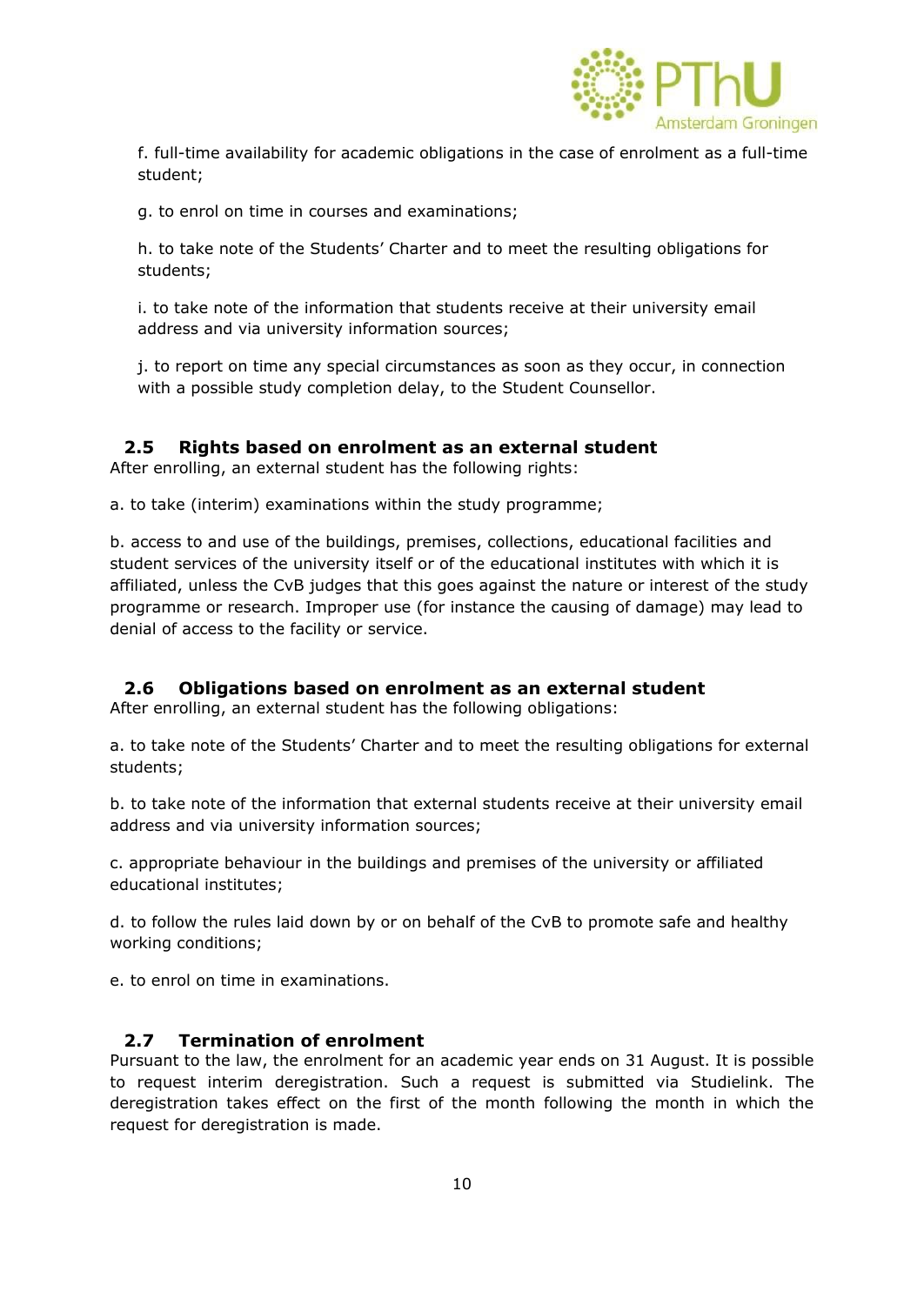f. full-time availability for academic obligations in the case of enrolment as a full-time student;

g. to enrol on time in courses and examinations;

h. to take note of the Students' Charter and to meet the resulting obligations for students;

i. to take note of the information that students receive at their university email address and via university information sources;

j. to report on time any special circumstances as soon as they occur, in connection with a possible study completion delay, to the Student Counsellor.

### 2.5 Rights based on enrolment as an external student

After enrolling, an external student has the following rights:

a. to take (interim) examinations within the study programme;

b. access to and use of the buildings, premises, collections, educational facilities and student services of the university itself or of the educational institutes with which it is affiliated, unless the CvB judges that this goes against the nature or interest of the study programme or research. Improper use (for instance the causing of damage) may lead to denial of access to the facility or service.

### 2.6 Obligations based on enrolment as an external student

After enrolling, an external student has the following obligations:

a. to take note of the Students' Charter and to meet the resulting obligations for external students;

b. to take note of the information that external students receive at their university email address and via university information sources;

c. appropriate behaviour in the buildings and premises of the university or affiliated educational institutes;

d. to follow the rules laid down by or on behalf of the CvB to promote safe and healthy working conditions;

e. to enrol on time in examinations.

### 2.7 Termination of enrolment

Pursuant to the law, the enrolment for an academic year ends on 31 August. It is possible to request interim deregistration. Such a request is submitted via Studielink. The deregistration takes effect on the first of the month following the month in which the request for deregistration is made.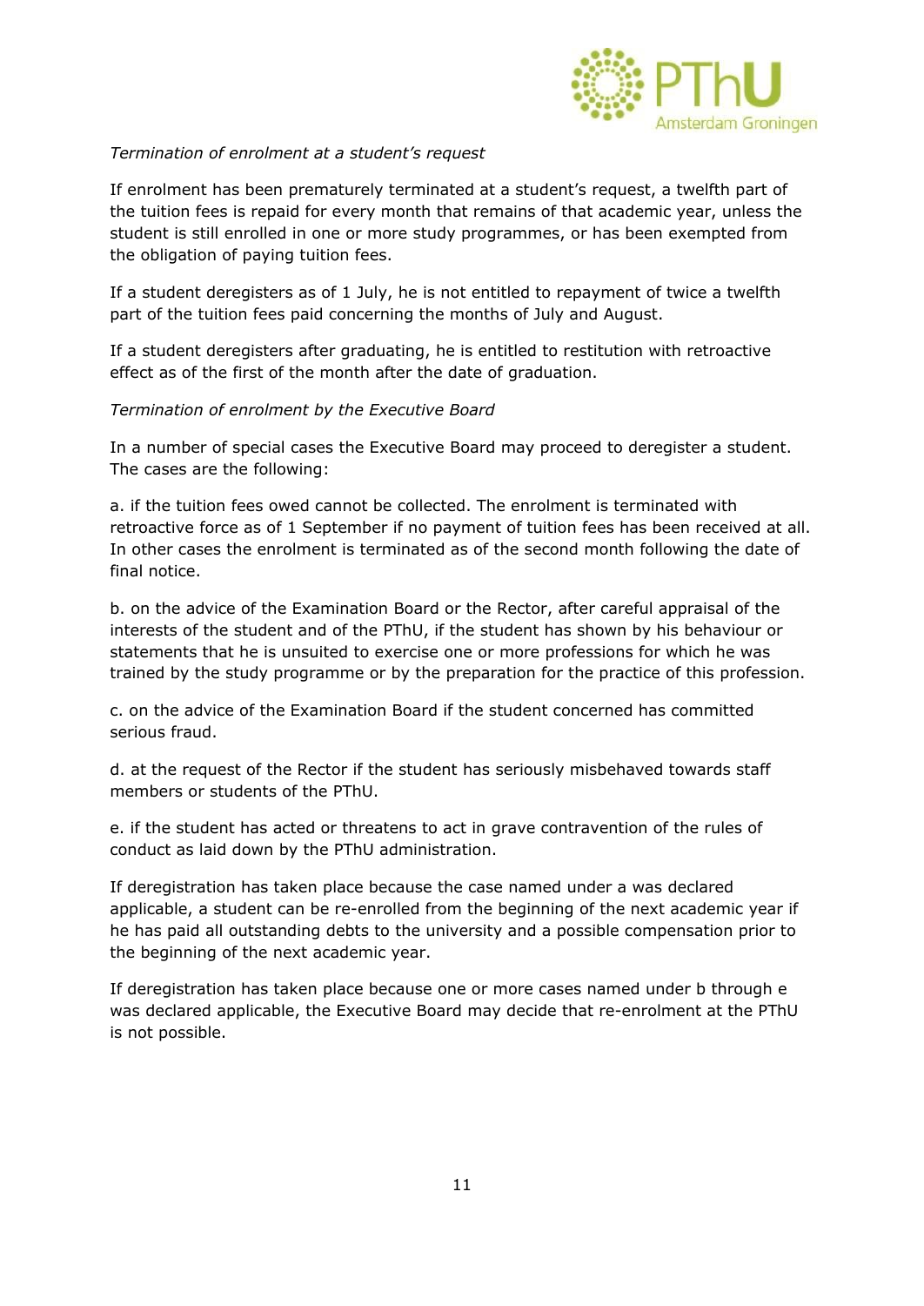*Termination of enrolment at a student's request*

If enrolment has been prematurely terminated at a student's request, a twelfth part of the tuition fees is repaid for every month that remains of that academic year, unless the student is still enrolled in one or more study programmes, or has been exempted from the obligation of paying tuition fees.

If a student deregisters as of 1 July, he is not entitled to repayment of twice a twelfth part of the tuition fees paid concerning the months of July and August.

If a student deregisters after graduating, he is entitled to restitution with retroactive effect as of the first of the month after the date of graduation.

*Termination of enrolment by the Executive Board*

In a number of special cases the Executive Board may proceed to deregister a student. The cases are the following:

a. if the tuition fees owed cannot be collected. The enrolment is terminated with retroactive force as of 1 September if no payment of tuition fees has been received at all. In other cases the enrolment is terminated as of the second month following the date of final notice.

b. on the advice of the Examination Board or the Rector, after careful appraisal of the interests of the student and of the PThU, if the student has shown by his behaviour or statements that he is unsuited to exercise one or more professions for which he was trained by the study programme or by the preparation for the practice of this profession.

c. on the advice of the Examination Board if the student concerned has committed serious fraud.

d. at the request of the Rector if the student has seriously misbehaved towards staff members or students of the PThU.

e. if the student has acted or threatens to act in grave contravention of the rules of conduct as laid down by the PThU administration.

If deregistration has taken place because the case named under a was declared applicable, a student can be re-enrolled from the beginning of the next academic year if he has paid all outstanding debts to the university and a possible compensation prior to the beginning of the next academic year.

If deregistration has taken place because one or more cases named under b through e was declared applicable, the Executive Board may decide that re-enrolment at the PThU is not possible.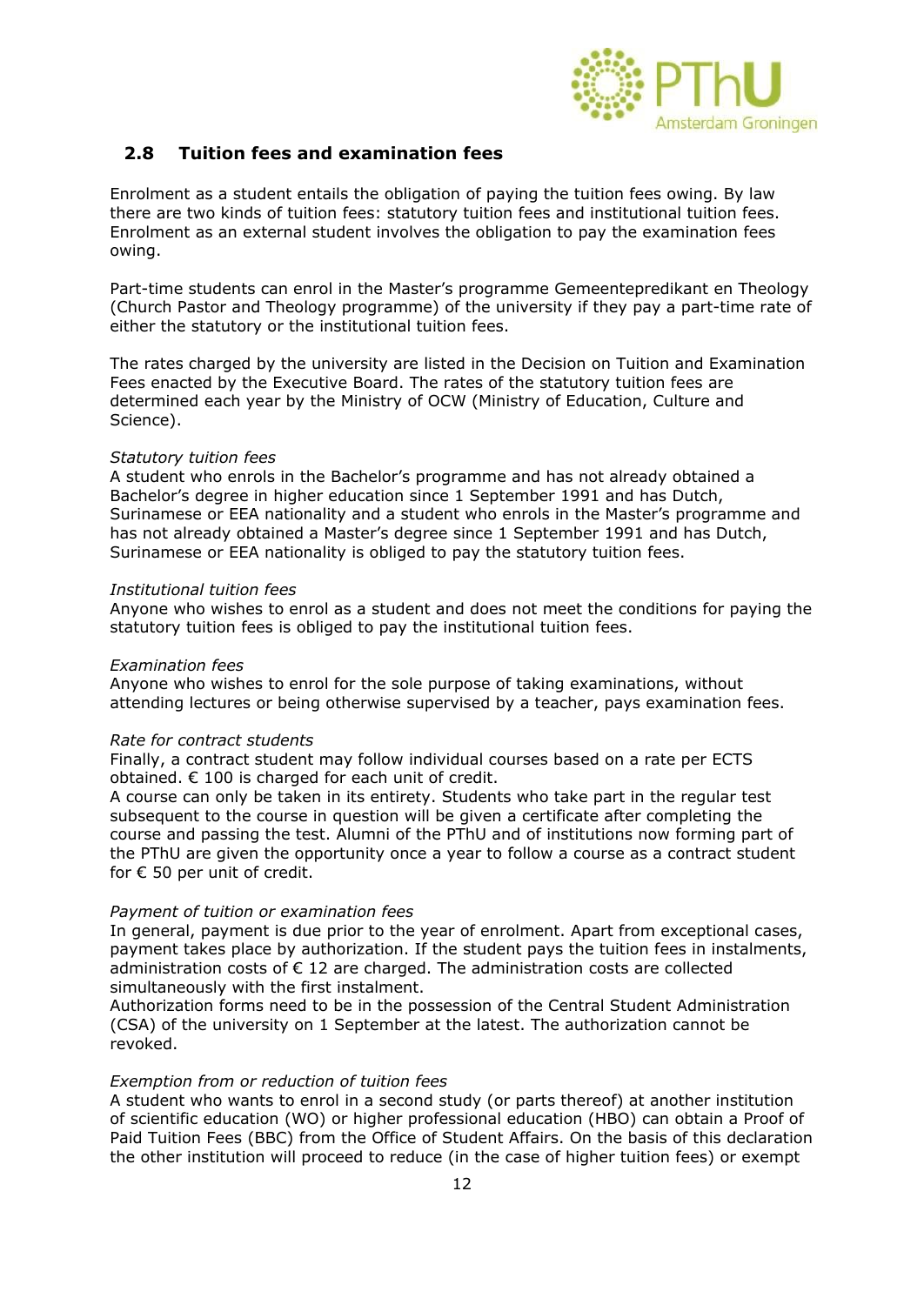## 2.8 Tuition fees and examination fees

Enrolment as a student entails the obligation of paying the tuition fees owing. By law there are two kinds of tuition fees: statutory tuition fees and institutional tuition fees. Enrolment as an external student involves the obligation to pay the examination fees owing.

Part-time students can enrol in the Master's programme Gemeentepredikant en Theology (Church Pastor and Theology programme) of the university if they pay a part-time rate of either the statutory or the institutional tuition fees.

The rates charged by the university are listed in the Decision on Tuition and Examination Fees enacted by the Executive Board. The rates of the statutory tuition fees are determined each year by the Ministry of OCW (Ministry of Education, Culture and Science).

*Statutory tuition fees*
A student who enrols in the Bachelor's programme and has not already obtained a Bachelor's degree in higher education since 1 September 1991 and has Dutch, Surinamese or EEA nationality and a student who enrols in the Master's programme and has not already obtained a Master's degree since 1 September 1991 and has Dutch, Surinamese or EEA nationality is obliged to pay the statutory tuition fees.

*Institutional tuition fees*
Anyone who wishes to enrol as a student and does not meet the conditions for paying the statutory tuition fees is obliged to pay the institutional tuition fees.

*Examination fees*
Anyone who wishes to enrol for the sole purpose of taking examinations, without attending lectures or being otherwise supervised by a teacher, pays examination fees.

*Rate for contract students*
Finally, a contract student may follow individual courses based on a rate per ECTS obtained. € 100 is charged for each unit of credit.
A course can only be taken in its entirety. Students who take part in the regular test subsequent to the course in question will be given a certificate after completing the course and passing the test. Alumni of the PThU and of institutions now forming part of the PThU are given the opportunity once a year to follow a course as a contract student for € 50 per unit of credit.

*Payment of tuition or examination fees*
In general, payment is due prior to the year of enrolment. Apart from exceptional cases, payment takes place by authorization. If the student pays the tuition fees in instalments, administration costs of € 12 are charged. The administration costs are collected simultaneously with the first instalment.
Authorization forms need to be in the possession of the Central Student Administration (CSA) of the university on 1 September at the latest. The authorization cannot be revoked.

*Exemption from or reduction of tuition fees*
A student who wants to enrol in a second study (or parts thereof) at another institution of scientific education (WO) or higher professional education (HBO) can obtain a Proof of Paid Tuition Fees (BBC) from the Office of Student Affairs. On the basis of this declaration the other institution will proceed to reduce (in the case of higher tuition fees) or exempt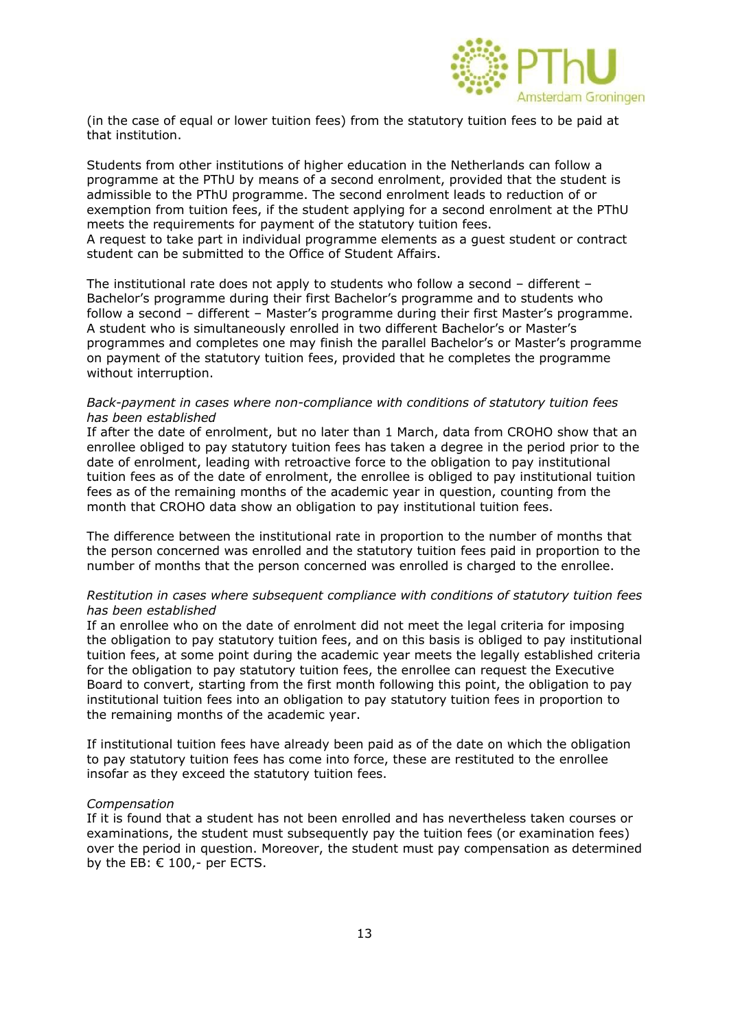(in the case of equal or lower tuition fees) from the statutory tuition fees to be paid at that institution.

Students from other institutions of higher education in the Netherlands can follow a programme at the PThU by means of a second enrolment, provided that the student is admissible to the PThU programme. The second enrolment leads to reduction of or exemption from tuition fees, if the student applying for a second enrolment at the PThU meets the requirements for payment of the statutory tuition fees.
A request to take part in individual programme elements as a guest student or contract student can be submitted to the Office of Student Affairs.

The institutional rate does not apply to students who follow a second – different – Bachelor's programme during their first Bachelor's programme and to students who follow a second – different – Master's programme during their first Master's programme. A student who is simultaneously enrolled in two different Bachelor's or Master's programmes and completes one may finish the parallel Bachelor's or Master's programme on payment of the statutory tuition fees, provided that he completes the programme without interruption.

*Back-payment in cases where non-compliance with conditions of statutory tuition fees has been established*
If after the date of enrolment, but no later than 1 March, data from CROHO show that an enrollee obliged to pay statutory tuition fees has taken a degree in the period prior to the date of enrolment, leading with retroactive force to the obligation to pay institutional tuition fees as of the date of enrolment, the enrollee is obliged to pay institutional tuition fees as of the remaining months of the academic year in question, counting from the month that CROHO data show an obligation to pay institutional tuition fees.

The difference between the institutional rate in proportion to the number of months that the person concerned was enrolled and the statutory tuition fees paid in proportion to the number of months that the person concerned was enrolled is charged to the enrollee.

*Restitution in cases where subsequent compliance with conditions of statutory tuition fees has been established*
If an enrollee who on the date of enrolment did not meet the legal criteria for imposing the obligation to pay statutory tuition fees, and on this basis is obliged to pay institutional tuition fees, at some point during the academic year meets the legally established criteria for the obligation to pay statutory tuition fees, the enrollee can request the Executive Board to convert, starting from the first month following this point, the obligation to pay institutional tuition fees into an obligation to pay statutory tuition fees in proportion to the remaining months of the academic year.

If institutional tuition fees have already been paid as of the date on which the obligation to pay statutory tuition fees has come into force, these are restituted to the enrollee insofar as they exceed the statutory tuition fees.

*Compensation*
If it is found that a student has not been enrolled and has nevertheless taken courses or examinations, the student must subsequently pay the tuition fees (or examination fees) over the period in question. Moreover, the student must pay compensation as determined by the EB: € 100,- per ECTS.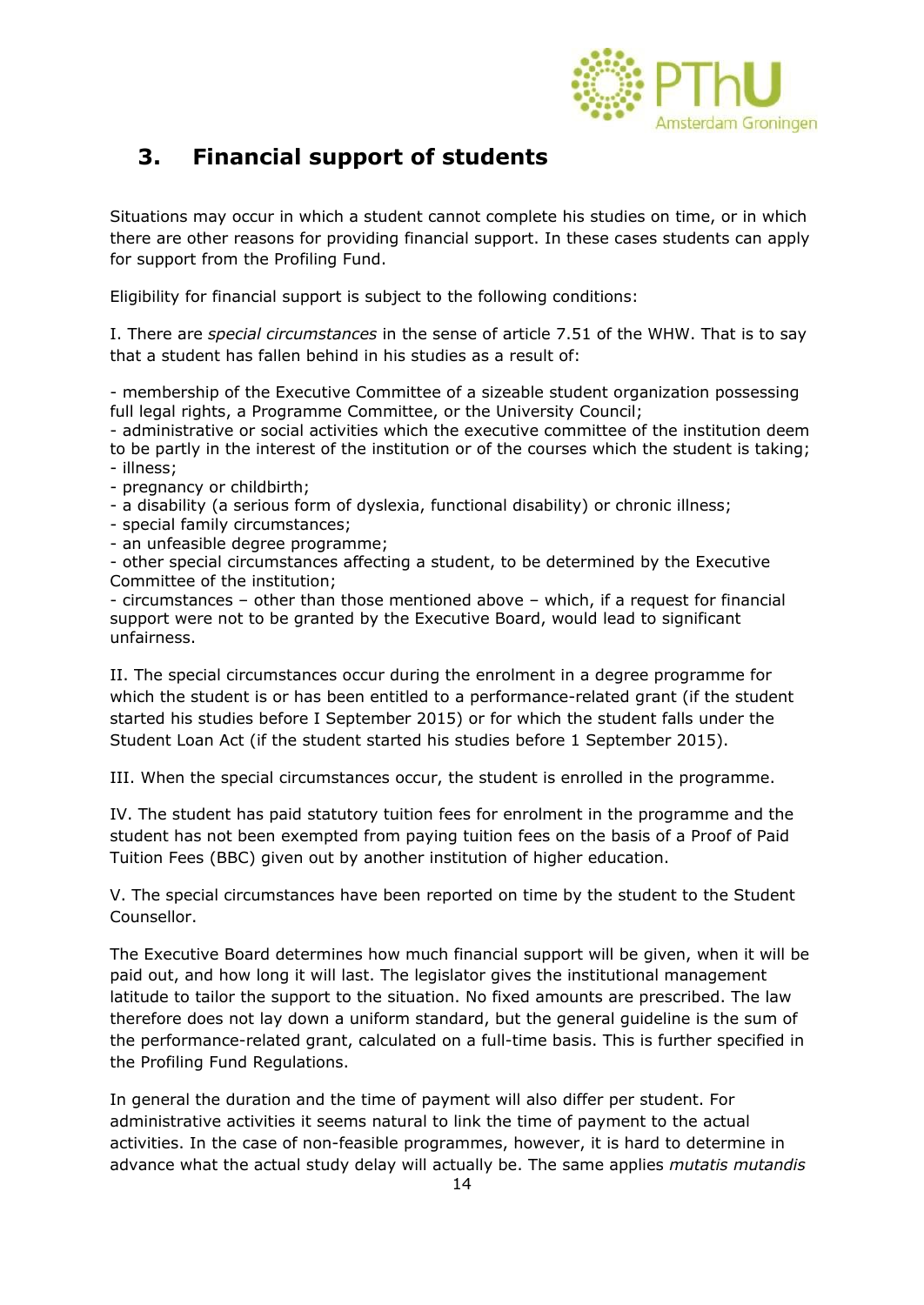## 3. Financial support of students

Situations may occur in which a student cannot complete his studies on time, or in which there are other reasons for providing financial support. In these cases students can apply for support from the Profiling Fund.

Eligibility for financial support is subject to the following conditions:

I. There are *special circumstances* in the sense of article 7.51 of the WHW. That is to say that a student has fallen behind in his studies as a result of:

- membership of the Executive Committee of a sizeable student organization possessing full legal rights, a Programme Committee, or the University Council;
- administrative or social activities which the executive committee of the institution deem to be partly in the interest of the institution or of the courses which the student is taking;
- illness;
- pregnancy or childbirth;
- a disability (a serious form of dyslexia, functional disability) or chronic illness;
- special family circumstances;
- an unfeasible degree programme;
- other special circumstances affecting a student, to be determined by the Executive Committee of the institution;
- circumstances – other than those mentioned above – which, if a request for financial support were not to be granted by the Executive Board, would lead to significant unfairness.

II. The special circumstances occur during the enrolment in a degree programme for which the student is or has been entitled to a performance-related grant (if the student started his studies before I September 2015) or for which the student falls under the Student Loan Act (if the student started his studies before 1 September 2015).

III. When the special circumstances occur, the student is enrolled in the programme.

IV. The student has paid statutory tuition fees for enrolment in the programme and the student has not been exempted from paying tuition fees on the basis of a Proof of Paid Tuition Fees (BBC) given out by another institution of higher education.

V. The special circumstances have been reported on time by the student to the Student Counsellor.

The Executive Board determines how much financial support will be given, when it will be paid out, and how long it will last. The legislator gives the institutional management latitude to tailor the support to the situation. No fixed amounts are prescribed. The law therefore does not lay down a uniform standard, but the general guideline is the sum of the performance-related grant, calculated on a full-time basis. This is further specified in the Profiling Fund Regulations.

In general the duration and the time of payment will also differ per student. For administrative activities it seems natural to link the time of payment to the actual activities. In the case of non-feasible programmes, however, it is hard to determine in advance what the actual study delay will actually be. The same applies *mutatis mutandis*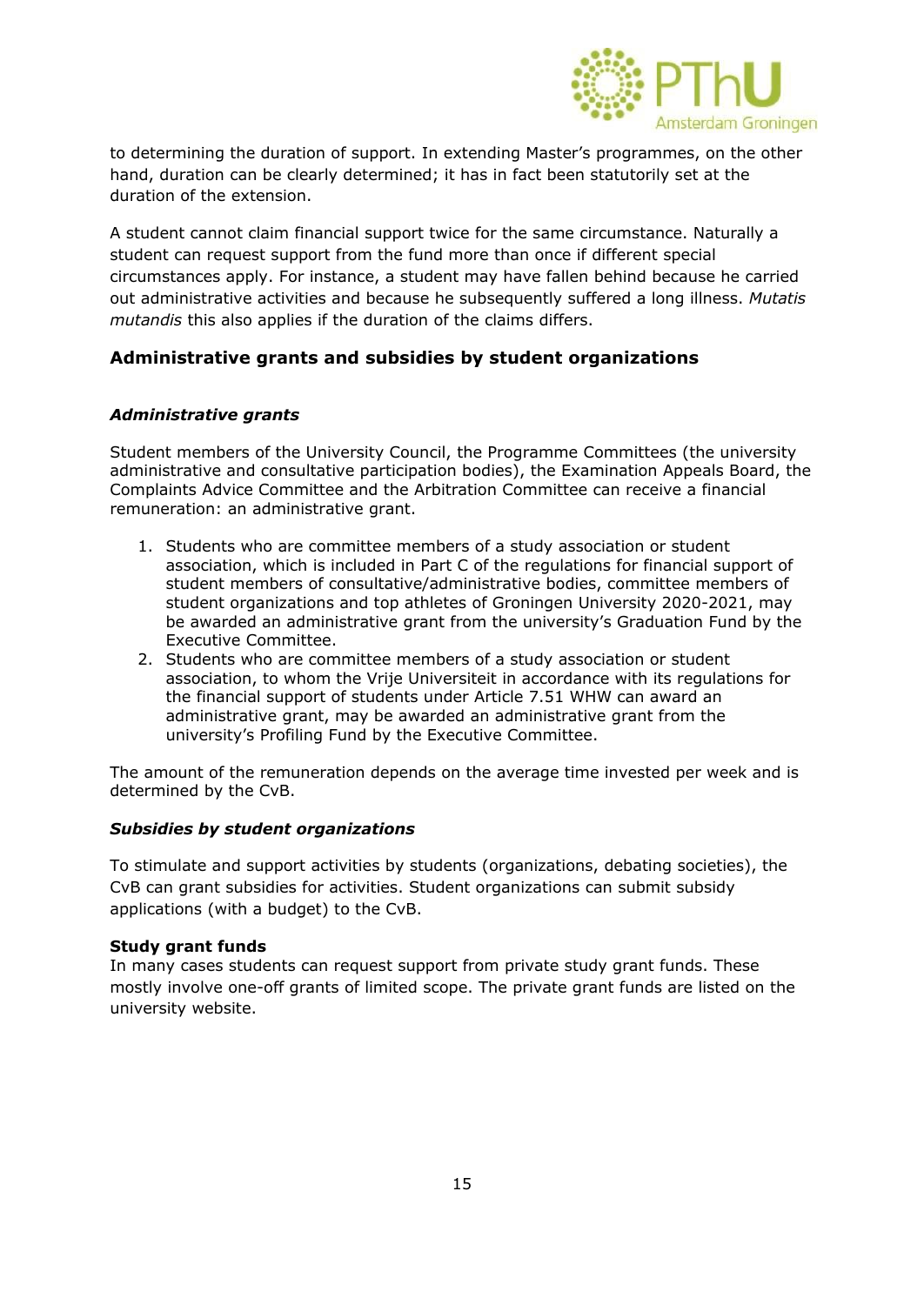to determining the duration of support. In extending Master's programmes, on the other hand, duration can be clearly determined; it has in fact been statutorily set at the duration of the extension.

A student cannot claim financial support twice for the same circumstance. Naturally a student can request support from the fund more than once if different special circumstances apply. For instance, a student may have fallen behind because he carried out administrative activities and because he subsequently suffered a long illness. *Mutatis mutandis* this also applies if the duration of the claims differs.

## Administrative grants and subsidies by student organizations

### *Administrative grants*

Student members of the University Council, the Programme Committees (the university administrative and consultative participation bodies), the Examination Appeals Board, the Complaints Advice Committee and the Arbitration Committee can receive a financial remuneration: an administrative grant.

1. Students who are committee members of a study association or student association, which is included in Part C of the regulations for financial support of student members of consultative/administrative bodies, committee members of student organizations and top athletes of Groningen University 2020-2021, may be awarded an administrative grant from the university's Graduation Fund by the Executive Committee.
2. Students who are committee members of a study association or student association, to whom the Vrije Universiteit in accordance with its regulations for the financial support of students under Article 7.51 WHW can award an administrative grant, may be awarded an administrative grant from the university's Profiling Fund by the Executive Committee.

The amount of the remuneration depends on the average time invested per week and is determined by the CvB.

### *Subsidies by student organizations*

To stimulate and support activities by students (organizations, debating societies), the CvB can grant subsidies for activities. Student organizations can submit subsidy applications (with a budget) to the CvB.

**Study grant funds**

In many cases students can request support from private study grant funds. These mostly involve one-off grants of limited scope. The private grant funds are listed on the university website.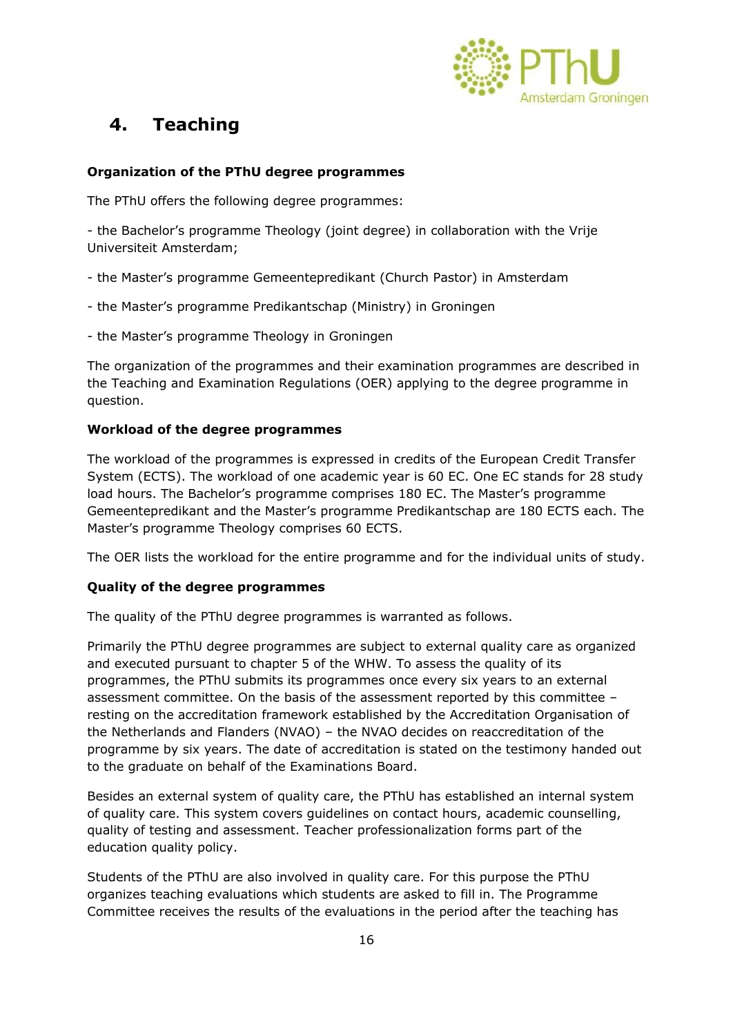# 4. Teaching

**Organization of the PThU degree programmes**

The PThU offers the following degree programmes:

- the Bachelor's programme Theology (joint degree) in collaboration with the Vrije Universiteit Amsterdam;

- the Master's programme Gemeentepredikant (Church Pastor) in Amsterdam

- the Master's programme Predikantschap (Ministry) in Groningen

- the Master's programme Theology in Groningen

The organization of the programmes and their examination programmes are described in the Teaching and Examination Regulations (OER) applying to the degree programme in question.

**Workload of the degree programmes**

The workload of the programmes is expressed in credits of the European Credit Transfer System (ECTS). The workload of one academic year is 60 EC. One EC stands for 28 study load hours. The Bachelor's programme comprises 180 EC. The Master's programme Gemeentepredikant and the Master's programme Predikantschap are 180 ECTS each. The Master's programme Theology comprises 60 ECTS.

The OER lists the workload for the entire programme and for the individual units of study.

**Quality of the degree programmes**

The quality of the PThU degree programmes is warranted as follows.

Primarily the PThU degree programmes are subject to external quality care as organized and executed pursuant to chapter 5 of the WHW. To assess the quality of its programmes, the PThU submits its programmes once every six years to an external assessment committee. On the basis of the assessment reported by this committee – resting on the accreditation framework established by the Accreditation Organisation of the Netherlands and Flanders (NVAO) – the NVAO decides on reaccreditation of the programme by six years. The date of accreditation is stated on the testimony handed out to the graduate on behalf of the Examinations Board.

Besides an external system of quality care, the PThU has established an internal system of quality care. This system covers guidelines on contact hours, academic counselling, quality of testing and assessment. Teacher professionalization forms part of the education quality policy.

Students of the PThU are also involved in quality care. For this purpose the PThU organizes teaching evaluations which students are asked to fill in. The Programme Committee receives the results of the evaluations in the period after the teaching has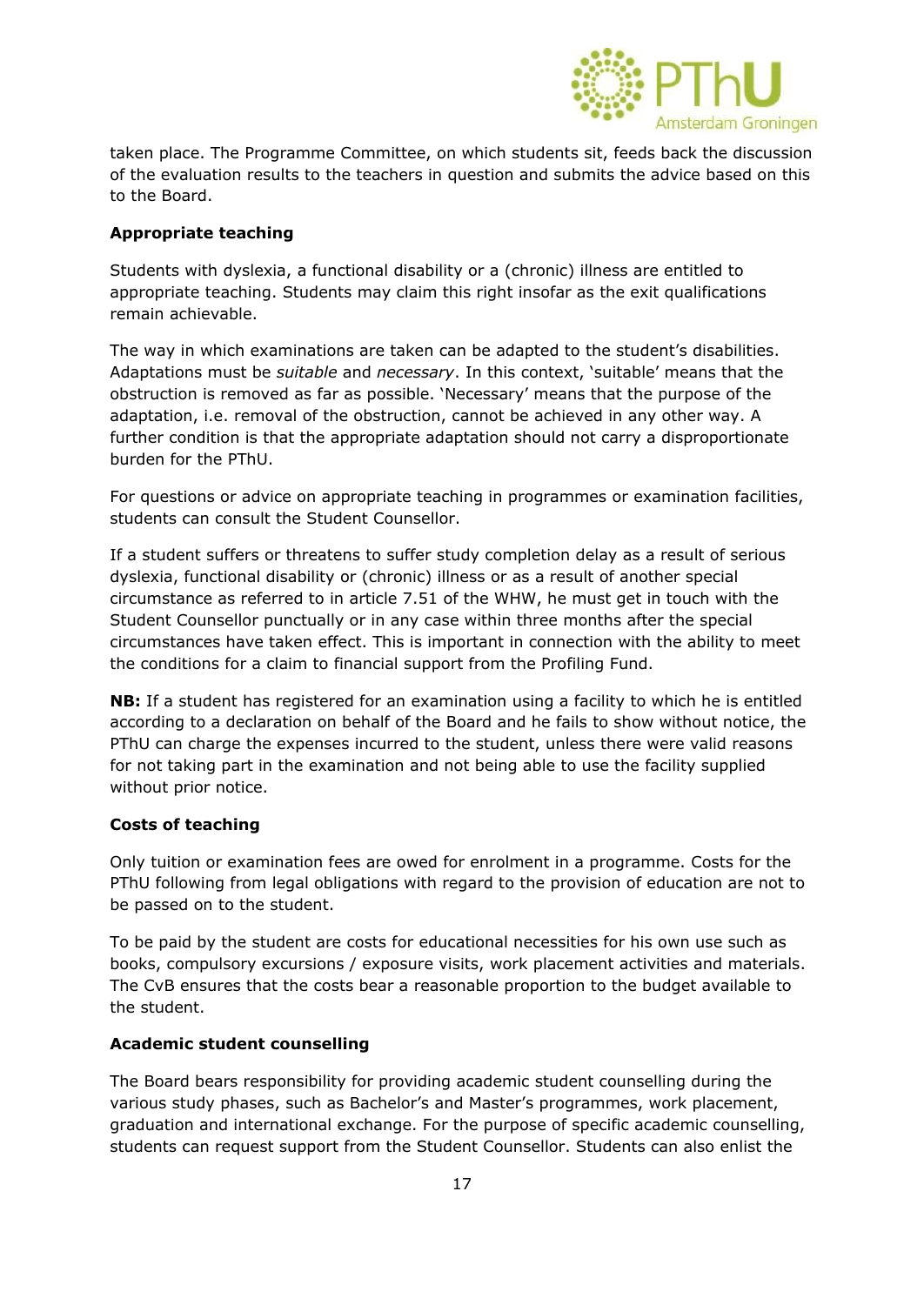taken place. The Programme Committee, on which students sit, feeds back the discussion of the evaluation results to the teachers in question and submits the advice based on this to the Board.

**Appropriate teaching**

Students with dyslexia, a functional disability or a (chronic) illness are entitled to appropriate teaching. Students may claim this right insofar as the exit qualifications remain achievable.

The way in which examinations are taken can be adapted to the student's disabilities. Adaptations must be *suitable* and *necessary*. In this context, 'suitable' means that the obstruction is removed as far as possible. 'Necessary' means that the purpose of the adaptation, i.e. removal of the obstruction, cannot be achieved in any other way. A further condition is that the appropriate adaptation should not carry a disproportionate burden for the PThU.

For questions or advice on appropriate teaching in programmes or examination facilities, students can consult the Student Counsellor.

If a student suffers or threatens to suffer study completion delay as a result of serious dyslexia, functional disability or (chronic) illness or as a result of another special circumstance as referred to in article 7.51 of the WHW, he must get in touch with the Student Counsellor punctually or in any case within three months after the special circumstances have taken effect. This is important in connection with the ability to meet the conditions for a claim to financial support from the Profiling Fund.

**NB:** If a student has registered for an examination using a facility to which he is entitled according to a declaration on behalf of the Board and he fails to show without notice, the PThU can charge the expenses incurred to the student, unless there were valid reasons for not taking part in the examination and not being able to use the facility supplied without prior notice.

**Costs of teaching**

Only tuition or examination fees are owed for enrolment in a programme. Costs for the PThU following from legal obligations with regard to the provision of education are not to be passed on to the student.

To be paid by the student are costs for educational necessities for his own use such as books, compulsory excursions / exposure visits, work placement activities and materials. The CvB ensures that the costs bear a reasonable proportion to the budget available to the student.

**Academic student counselling**

The Board bears responsibility for providing academic student counselling during the various study phases, such as Bachelor's and Master's programmes, work placement, graduation and international exchange. For the purpose of specific academic counselling, students can request support from the Student Counsellor. Students can also enlist the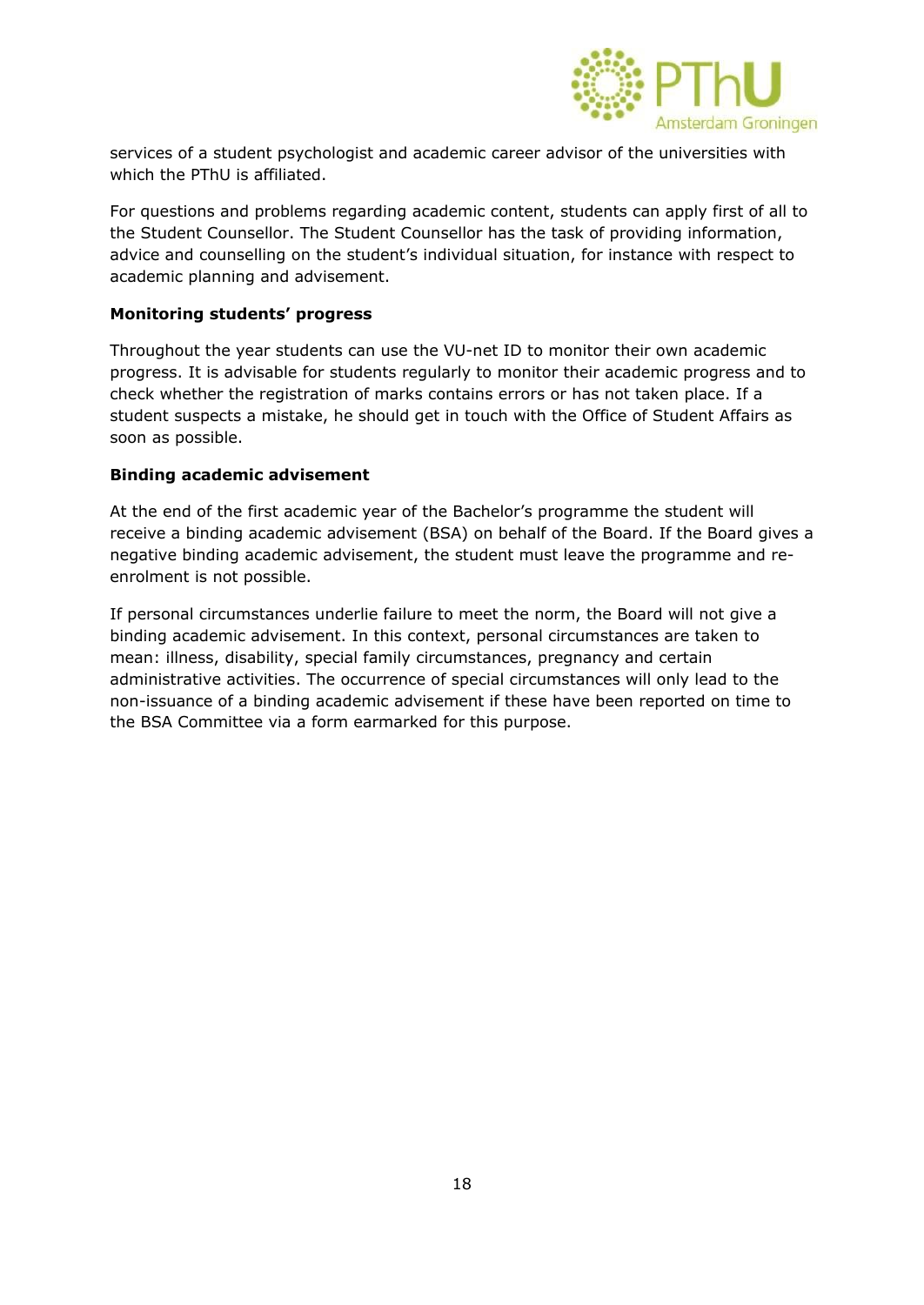services of a student psychologist and academic career advisor of the universities with which the PThU is affiliated.

For questions and problems regarding academic content, students can apply first of all to the Student Counsellor. The Student Counsellor has the task of providing information, advice and counselling on the student's individual situation, for instance with respect to academic planning and advisement.

**Monitoring students' progress**

Throughout the year students can use the VU-net ID to monitor their own academic progress. It is advisable for students regularly to monitor their academic progress and to check whether the registration of marks contains errors or has not taken place. If a student suspects a mistake, he should get in touch with the Office of Student Affairs as soon as possible.

**Binding academic advisement**

At the end of the first academic year of the Bachelor's programme the student will receive a binding academic advisement (BSA) on behalf of the Board. If the Board gives a negative binding academic advisement, the student must leave the programme and re-enrolment is not possible.

If personal circumstances underlie failure to meet the norm, the Board will not give a binding academic advisement. In this context, personal circumstances are taken to mean: illness, disability, special family circumstances, pregnancy and certain administrative activities. The occurrence of special circumstances will only lead to the non-issuance of a binding academic advisement if these have been reported on time to the BSA Committee via a form earmarked for this purpose.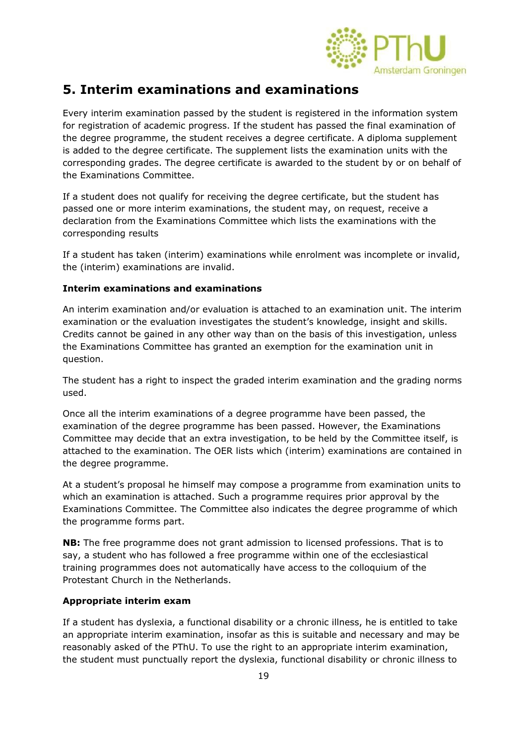## 5. Interim examinations and examinations

Every interim examination passed by the student is registered in the information system for registration of academic progress. If the student has passed the final examination of the degree programme, the student receives a degree certificate. A diploma supplement is added to the degree certificate. The supplement lists the examination units with the corresponding grades. The degree certificate is awarded to the student by or on behalf of the Examinations Committee.

If a student does not qualify for receiving the degree certificate, but the student has passed one or more interim examinations, the student may, on request, receive a declaration from the Examinations Committee which lists the examinations with the corresponding results

If a student has taken (interim) examinations while enrolment was incomplete or invalid, the (interim) examinations are invalid.

**Interim examinations and examinations**

An interim examination and/or evaluation is attached to an examination unit. The interim examination or the evaluation investigates the student's knowledge, insight and skills. Credits cannot be gained in any other way than on the basis of this investigation, unless the Examinations Committee has granted an exemption for the examination unit in question.

The student has a right to inspect the graded interim examination and the grading norms used.

Once all the interim examinations of a degree programme have been passed, the examination of the degree programme has been passed. However, the Examinations Committee may decide that an extra investigation, to be held by the Committee itself, is attached to the examination. The OER lists which (interim) examinations are contained in the degree programme.

At a student's proposal he himself may compose a programme from examination units to which an examination is attached. Such a programme requires prior approval by the Examinations Committee. The Committee also indicates the degree programme of which the programme forms part.

**NB:** The free programme does not grant admission to licensed professions. That is to say, a student who has followed a free programme within one of the ecclesiastical training programmes does not automatically have access to the colloquium of the Protestant Church in the Netherlands.

**Appropriate interim exam**

If a student has dyslexia, a functional disability or a chronic illness, he is entitled to take an appropriate interim examination, insofar as this is suitable and necessary and may be reasonably asked of the PThU. To use the right to an appropriate interim examination, the student must punctually report the dyslexia, functional disability or chronic illness to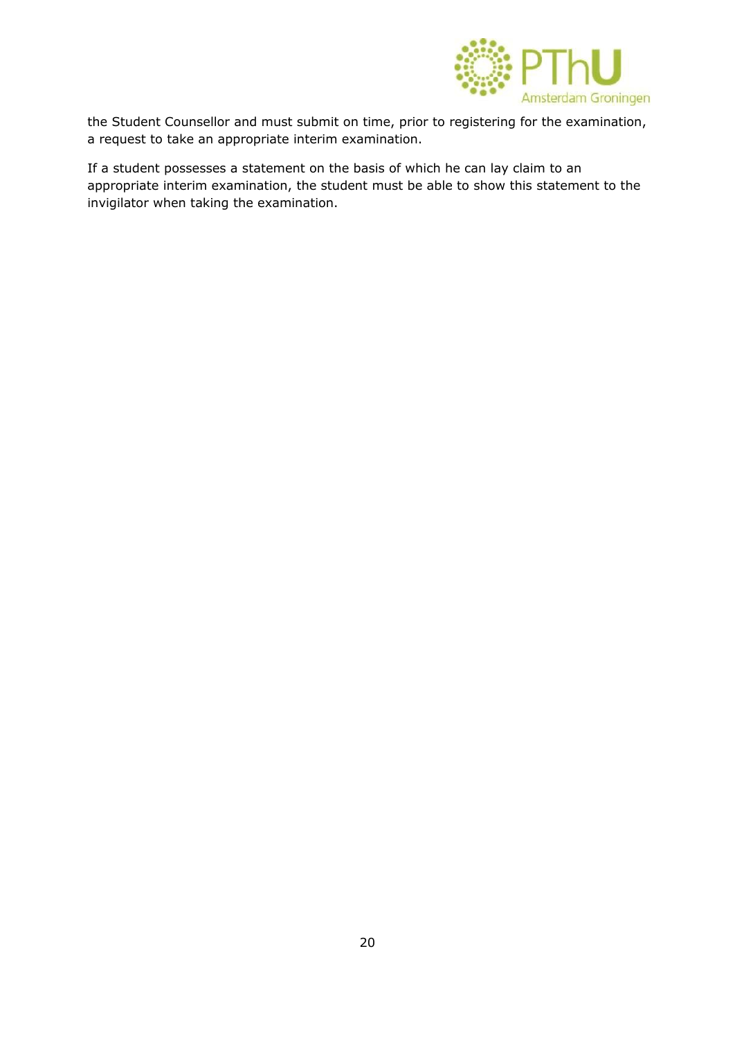the Student Counsellor and must submit on time, prior to registering for the examination, a request to take an appropriate interim examination.

If a student possesses a statement on the basis of which he can lay claim to an appropriate interim examination, the student must be able to show this statement to the invigilator when taking the examination.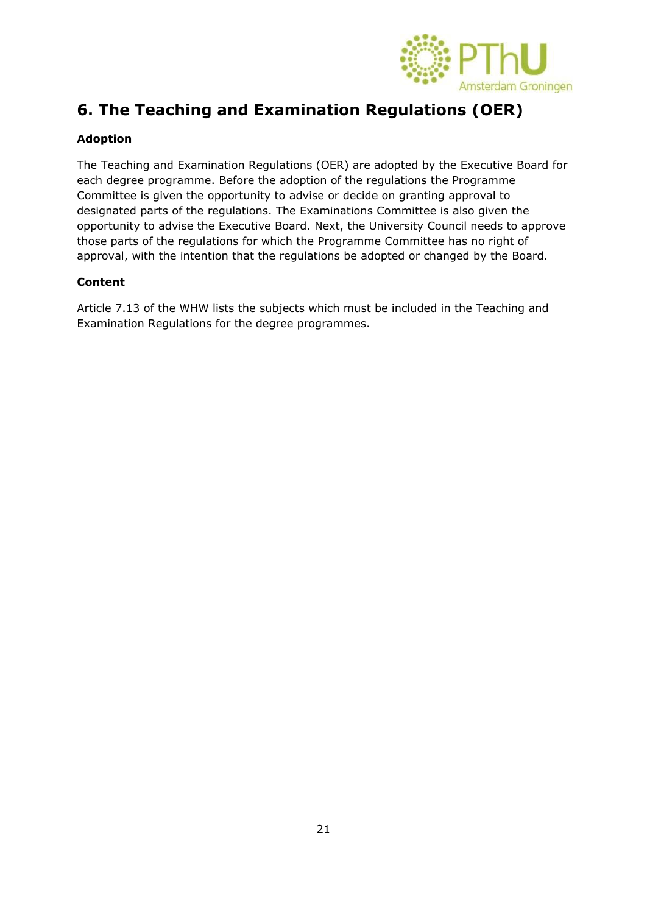# 6. The Teaching and Examination Regulations (OER)

**Adoption**

The Teaching and Examination Regulations (OER) are adopted by the Executive Board for each degree programme. Before the adoption of the regulations the Programme Committee is given the opportunity to advise or decide on granting approval to designated parts of the regulations. The Examinations Committee is also given the opportunity to advise the Executive Board. Next, the University Council needs to approve those parts of the regulations for which the Programme Committee has no right of approval, with the intention that the regulations be adopted or changed by the Board.

**Content**

Article 7.13 of the WHW lists the subjects which must be included in the Teaching and Examination Regulations for the degree programmes.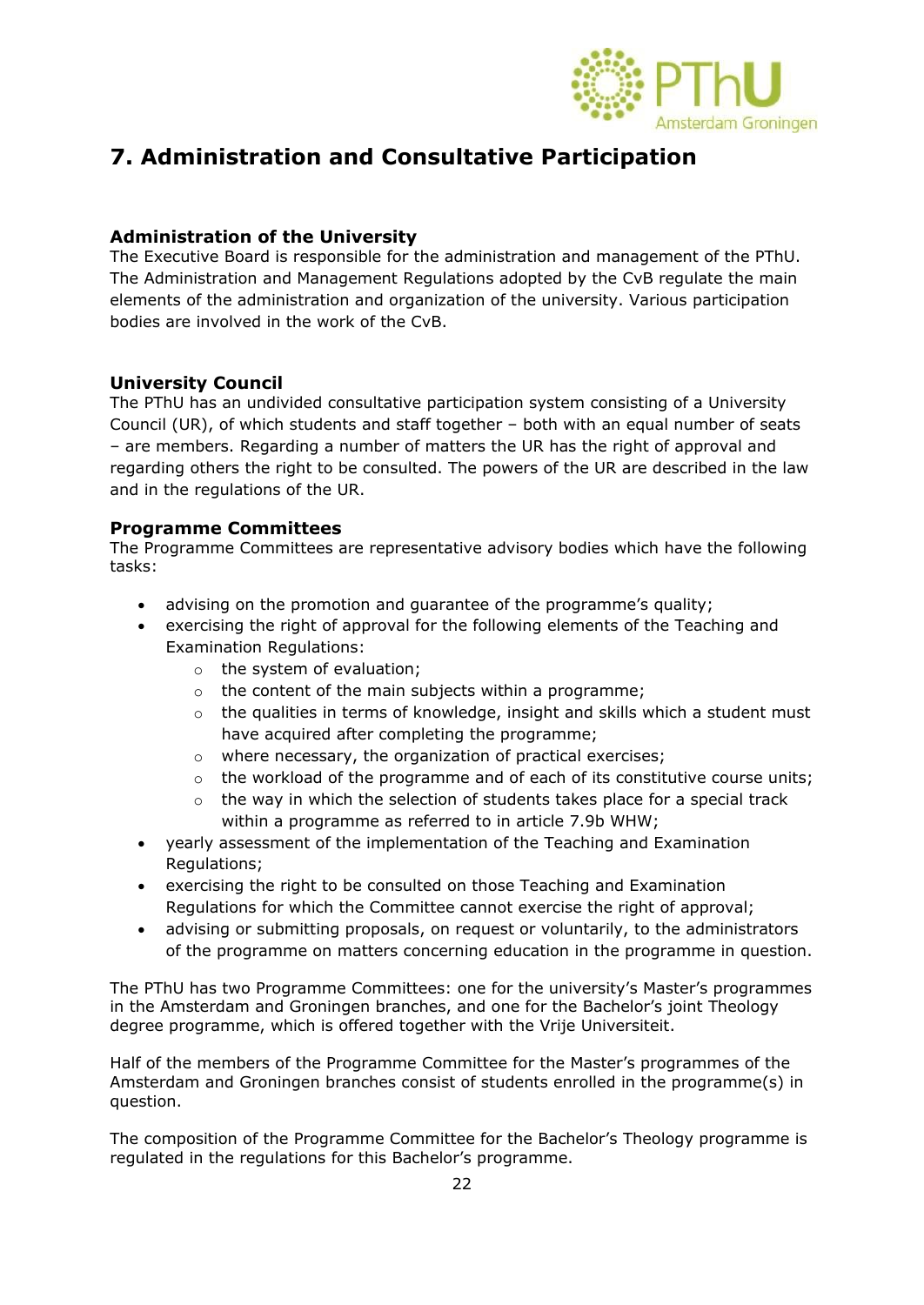# 7. Administration and Consultative Participation

### Administration of the University

The Executive Board is responsible for the administration and management of the PThU. The Administration and Management Regulations adopted by the CvB regulate the main elements of the administration and organization of the university. Various participation bodies are involved in the work of the CvB.

### University Council

The PThU has an undivided consultative participation system consisting of a University Council (UR), of which students and staff together – both with an equal number of seats – are members. Regarding a number of matters the UR has the right of approval and regarding others the right to be consulted. The powers of the UR are described in the law and in the regulations of the UR.

### Programme Committees

The Programme Committees are representative advisory bodies which have the following tasks:

- advising on the promotion and guarantee of the programme's quality;
- exercising the right of approval for the following elements of the Teaching and Examination Regulations:
  - the system of evaluation;
  - the content of the main subjects within a programme;
  - the qualities in terms of knowledge, insight and skills which a student must have acquired after completing the programme;
  - where necessary, the organization of practical exercises;
  - the workload of the programme and of each of its constitutive course units;
  - the way in which the selection of students takes place for a special track within a programme as referred to in article 7.9b WHW;
- yearly assessment of the implementation of the Teaching and Examination Regulations;
- exercising the right to be consulted on those Teaching and Examination Regulations for which the Committee cannot exercise the right of approval;
- advising or submitting proposals, on request or voluntarily, to the administrators of the programme on matters concerning education in the programme in question.

The PThU has two Programme Committees: one for the university's Master's programmes in the Amsterdam and Groningen branches, and one for the Bachelor's joint Theology degree programme, which is offered together with the Vrije Universiteit.

Half of the members of the Programme Committee for the Master's programmes of the Amsterdam and Groningen branches consist of students enrolled in the programme(s) in question.

The composition of the Programme Committee for the Bachelor's Theology programme is regulated in the regulations for this Bachelor's programme.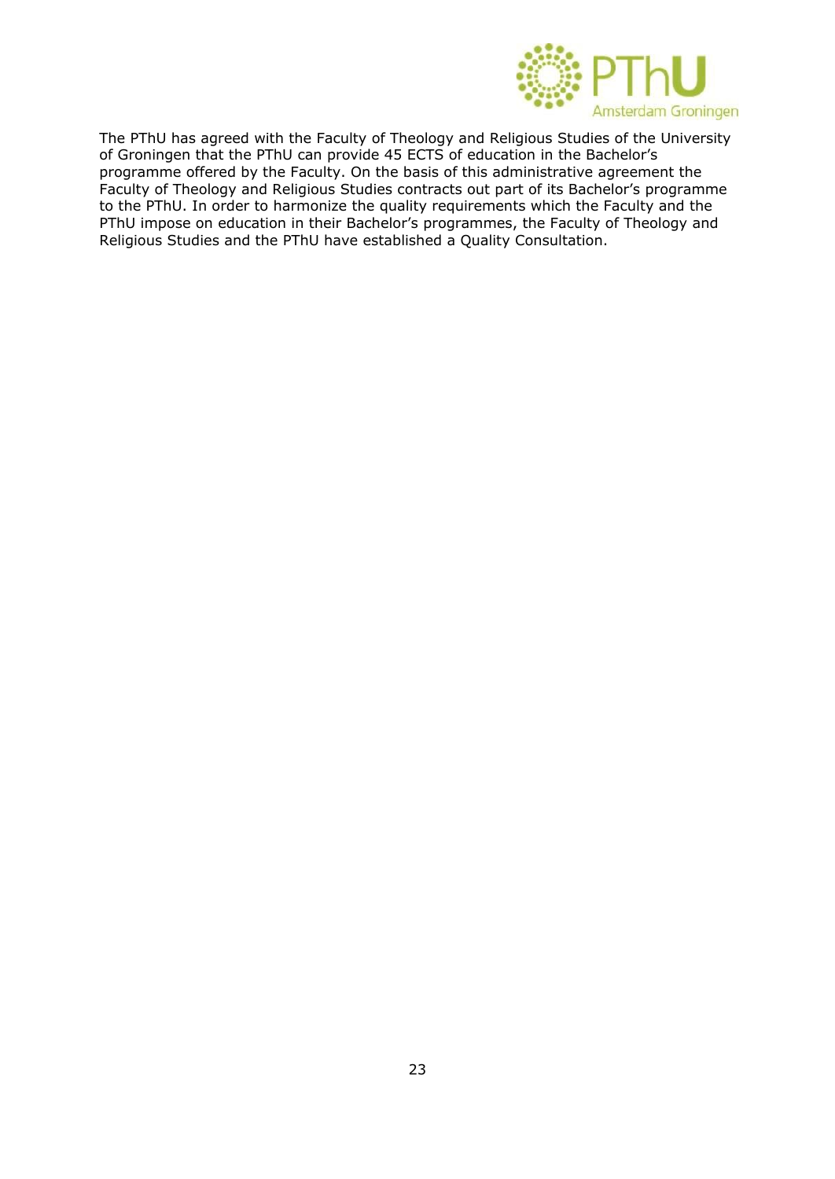The PThU has agreed with the Faculty of Theology and Religious Studies of the University of Groningen that the PThU can provide 45 ECTS of education in the Bachelor's programme offered by the Faculty. On the basis of this administrative agreement the Faculty of Theology and Religious Studies contracts out part of its Bachelor's programme to the PThU. In order to harmonize the quality requirements which the Faculty and the PThU impose on education in their Bachelor's programmes, the Faculty of Theology and Religious Studies and the PThU have established a Quality Consultation.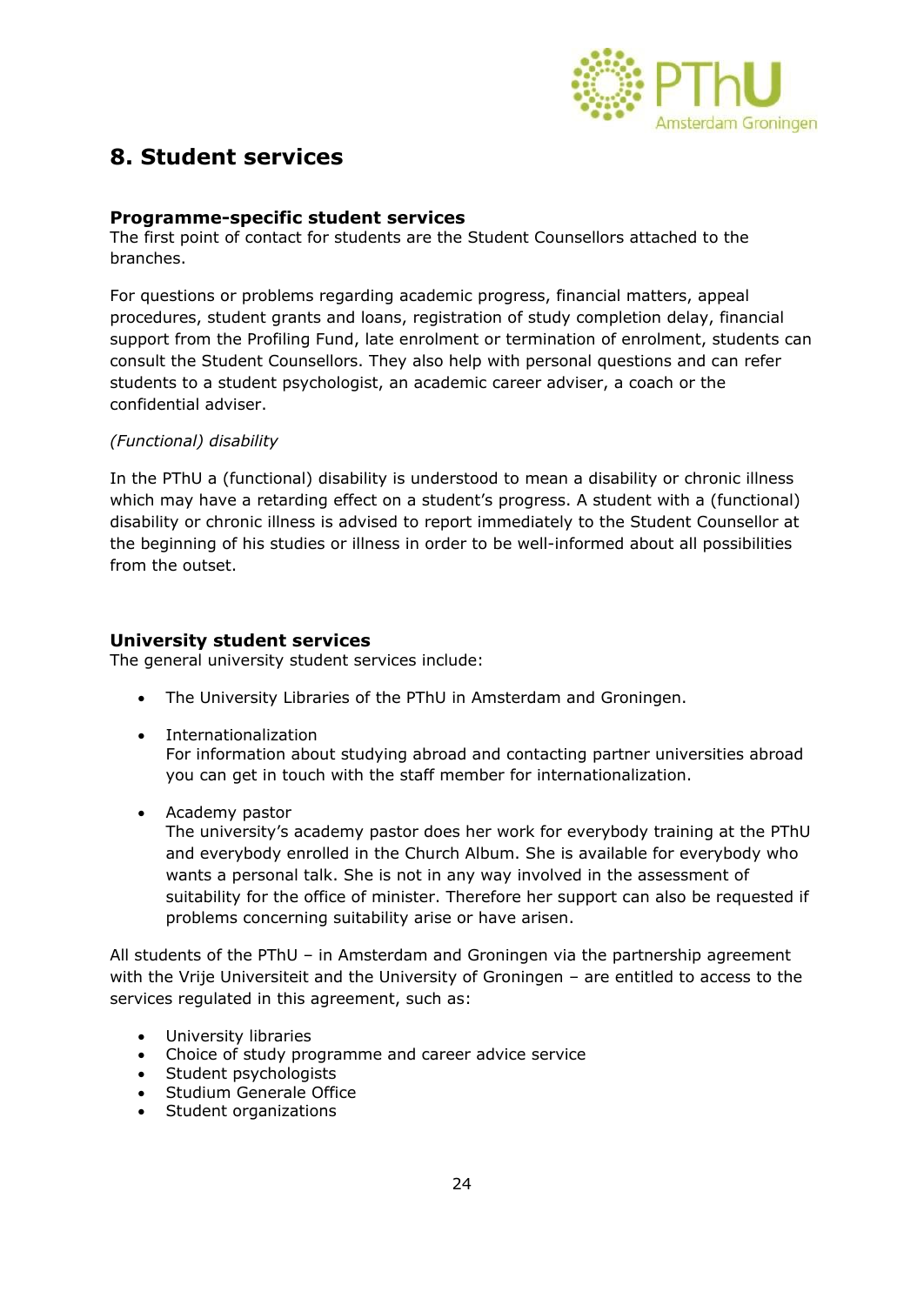## 8. Student services

### Programme-specific student services

The first point of contact for students are the Student Counsellors attached to the branches.

For questions or problems regarding academic progress, financial matters, appeal procedures, student grants and loans, registration of study completion delay, financial support from the Profiling Fund, late enrolment or termination of enrolment, students can consult the Student Counsellors. They also help with personal questions and can refer students to a student psychologist, an academic career adviser, a coach or the confidential adviser.

*(Functional) disability*

In the PThU a (functional) disability is understood to mean a disability or chronic illness which may have a retarding effect on a student's progress. A student with a (functional) disability or chronic illness is advised to report immediately to the Student Counsellor at the beginning of his studies or illness in order to be well-informed about all possibilities from the outset.

### University student services

The general university student services include:

- The University Libraries of the PThU in Amsterdam and Groningen.
- Internationalization
  For information about studying abroad and contacting partner universities abroad you can get in touch with the staff member for internationalization.
- Academy pastor
  The university's academy pastor does her work for everybody training at the PThU and everybody enrolled in the Church Album. She is available for everybody who wants a personal talk. She is not in any way involved in the assessment of suitability for the office of minister. Therefore her support can also be requested if problems concerning suitability arise or have arisen.

All students of the PThU – in Amsterdam and Groningen via the partnership agreement with the Vrije Universiteit and the University of Groningen – are entitled to access to the services regulated in this agreement, such as:

- University libraries
- Choice of study programme and career advice service
- Student psychologists
- Studium Generale Office
- Student organizations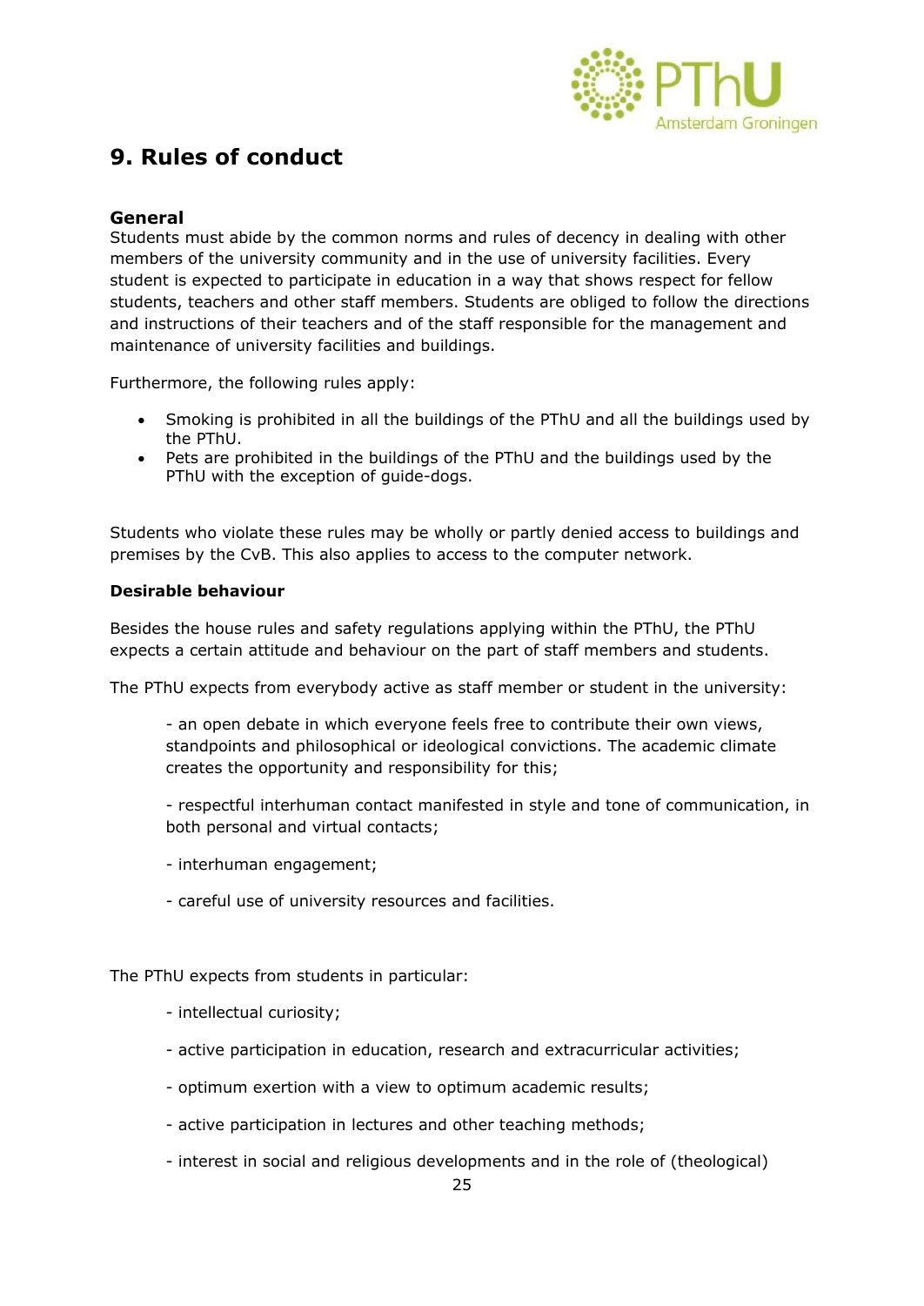## 9. Rules of conduct

### General

Students must abide by the common norms and rules of decency in dealing with other members of the university community and in the use of university facilities. Every student is expected to participate in education in a way that shows respect for fellow students, teachers and other staff members. Students are obliged to follow the directions and instructions of their teachers and of the staff responsible for the management and maintenance of university facilities and buildings.

Furthermore, the following rules apply:

- Smoking is prohibited in all the buildings of the PThU and all the buildings used by the PThU.
- Pets are prohibited in the buildings of the PThU and the buildings used by the PThU with the exception of guide-dogs.

Students who violate these rules may be wholly or partly denied access to buildings and premises by the CvB. This also applies to access to the computer network.

**Desirable behaviour**

Besides the house rules and safety regulations applying within the PThU, the PThU expects a certain attitude and behaviour on the part of staff members and students.

The PThU expects from everybody active as staff member or student in the university:

- an open debate in which everyone feels free to contribute their own views, standpoints and philosophical or ideological convictions. The academic climate creates the opportunity and responsibility for this;

- respectful interhuman contact manifested in style and tone of communication, in both personal and virtual contacts;

- interhuman engagement;

- careful use of university resources and facilities.

The PThU expects from students in particular:

- intellectual curiosity;

- active participation in education, research and extracurricular activities;

- optimum exertion with a view to optimum academic results;

- active participation in lectures and other teaching methods;

- interest in social and religious developments and in the role of (theological)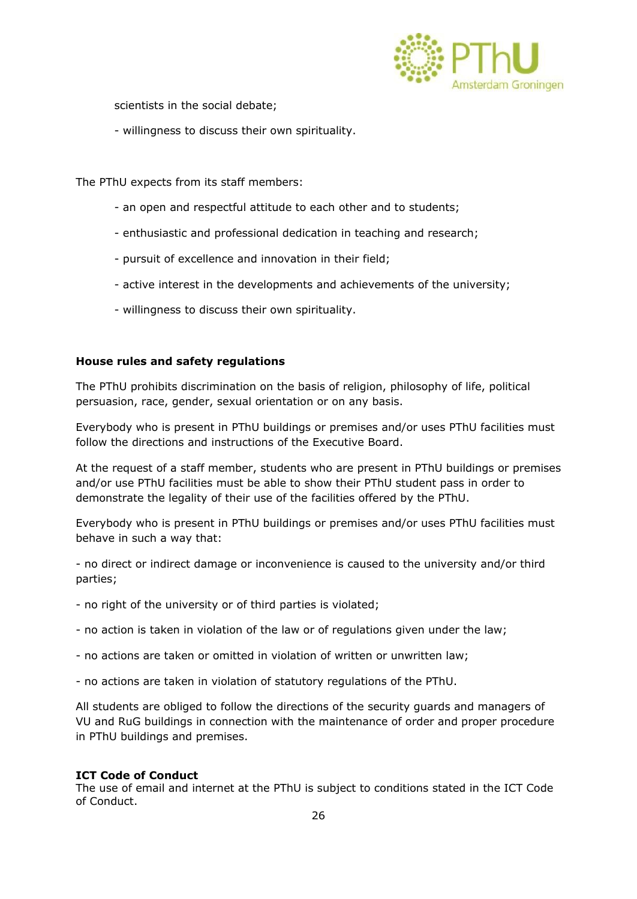scientists in the social debate;

- willingness to discuss their own spirituality.

The PThU expects from its staff members:

- an open and respectful attitude to each other and to students;
- enthusiastic and professional dedication in teaching and research;
- pursuit of excellence and innovation in their field;
- active interest in the developments and achievements of the university;
- willingness to discuss their own spirituality.

**House rules and safety regulations**

The PThU prohibits discrimination on the basis of religion, philosophy of life, political persuasion, race, gender, sexual orientation or on any basis.

Everybody who is present in PThU buildings or premises and/or uses PThU facilities must follow the directions and instructions of the Executive Board.

At the request of a staff member, students who are present in PThU buildings or premises and/or use PThU facilities must be able to show their PThU student pass in order to demonstrate the legality of their use of the facilities offered by the PThU.

Everybody who is present in PThU buildings or premises and/or uses PThU facilities must behave in such a way that:

- no direct or indirect damage or inconvenience is caused to the university and/or third parties;
- no right of the university or of third parties is violated;
- no action is taken in violation of the law or of regulations given under the law;
- no actions are taken or omitted in violation of written or unwritten law;
- no actions are taken in violation of statutory regulations of the PThU.

All students are obliged to follow the directions of the security guards and managers of VU and RuG buildings in connection with the maintenance of order and proper procedure in PThU buildings and premises.

**ICT Code of Conduct**

The use of email and internet at the PThU is subject to conditions stated in the ICT Code of Conduct.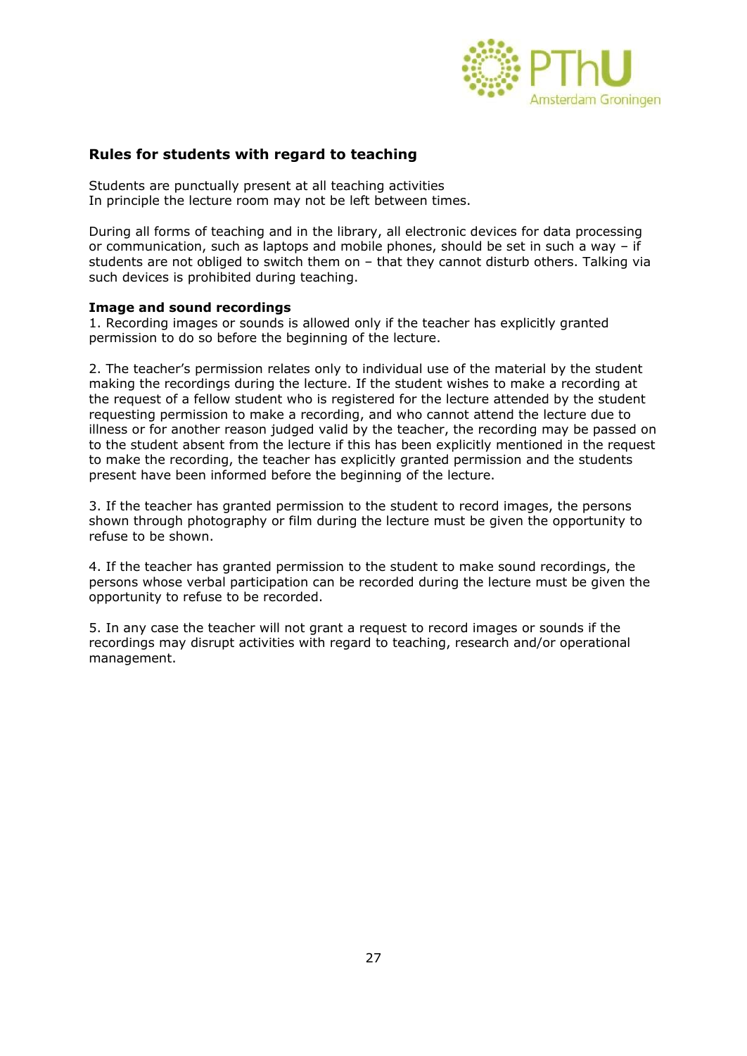## Rules for students with regard to teaching

Students are punctually present at all teaching activities
In principle the lecture room may not be left between times.

During all forms of teaching and in the library, all electronic devices for data processing or communication, such as laptops and mobile phones, should be set in such a way – if students are not obliged to switch them on – that they cannot disturb others. Talking via such devices is prohibited during teaching.

### Image and sound recordings

1. Recording images or sounds is allowed only if the teacher has explicitly granted permission to do so before the beginning of the lecture.

2. The teacher's permission relates only to individual use of the material by the student making the recordings during the lecture. If the student wishes to make a recording at the request of a fellow student who is registered for the lecture attended by the student requesting permission to make a recording, and who cannot attend the lecture due to illness or for another reason judged valid by the teacher, the recording may be passed on to the student absent from the lecture if this has been explicitly mentioned in the request to make the recording, the teacher has explicitly granted permission and the students present have been informed before the beginning of the lecture.

3. If the teacher has granted permission to the student to record images, the persons shown through photography or film during the lecture must be given the opportunity to refuse to be shown.

4. If the teacher has granted permission to the student to make sound recordings, the persons whose verbal participation can be recorded during the lecture must be given the opportunity to refuse to be recorded.

5. In any case the teacher will not grant a request to record images or sounds if the recordings may disrupt activities with regard to teaching, research and/or operational management.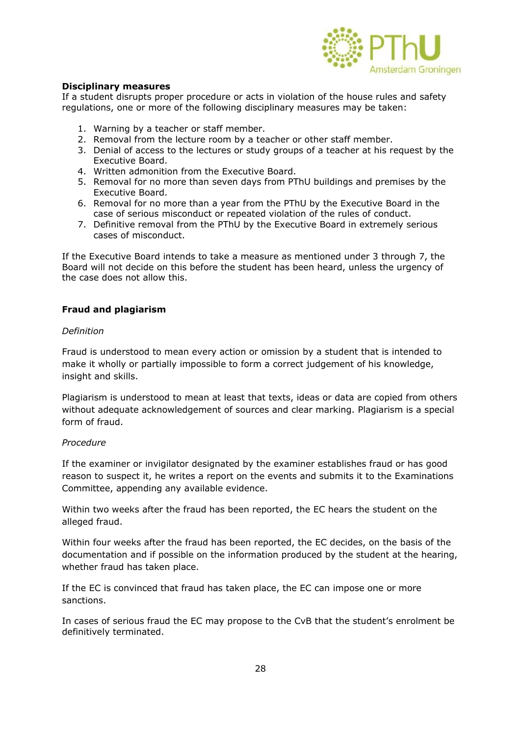**Disciplinary measures**
If a student disrupts proper procedure or acts in violation of the house rules and safety regulations, one or more of the following disciplinary measures may be taken:

1. Warning by a teacher or staff member.
2. Removal from the lecture room by a teacher or other staff member.
3. Denial of access to the lectures or study groups of a teacher at his request by the Executive Board.
4. Written admonition from the Executive Board.
5. Removal for no more than seven days from PThU buildings and premises by the Executive Board.
6. Removal for no more than a year from the PThU by the Executive Board in the case of serious misconduct or repeated violation of the rules of conduct.
7. Definitive removal from the PThU by the Executive Board in extremely serious cases of misconduct.

If the Executive Board intends to take a measure as mentioned under 3 through 7, the Board will not decide on this before the student has been heard, unless the urgency of the case does not allow this.

**Fraud and plagiarism**

*Definition*

Fraud is understood to mean every action or omission by a student that is intended to make it wholly or partially impossible to form a correct judgement of his knowledge, insight and skills.

Plagiarism is understood to mean at least that texts, ideas or data are copied from others without adequate acknowledgement of sources and clear marking. Plagiarism is a special form of fraud.

*Procedure*

If the examiner or invigilator designated by the examiner establishes fraud or has good reason to suspect it, he writes a report on the events and submits it to the Examinations Committee, appending any available evidence.

Within two weeks after the fraud has been reported, the EC hears the student on the alleged fraud.

Within four weeks after the fraud has been reported, the EC decides, on the basis of the documentation and if possible on the information produced by the student at the hearing, whether fraud has taken place.

If the EC is convinced that fraud has taken place, the EC can impose one or more sanctions.

In cases of serious fraud the EC may propose to the CvB that the student's enrolment be definitively terminated.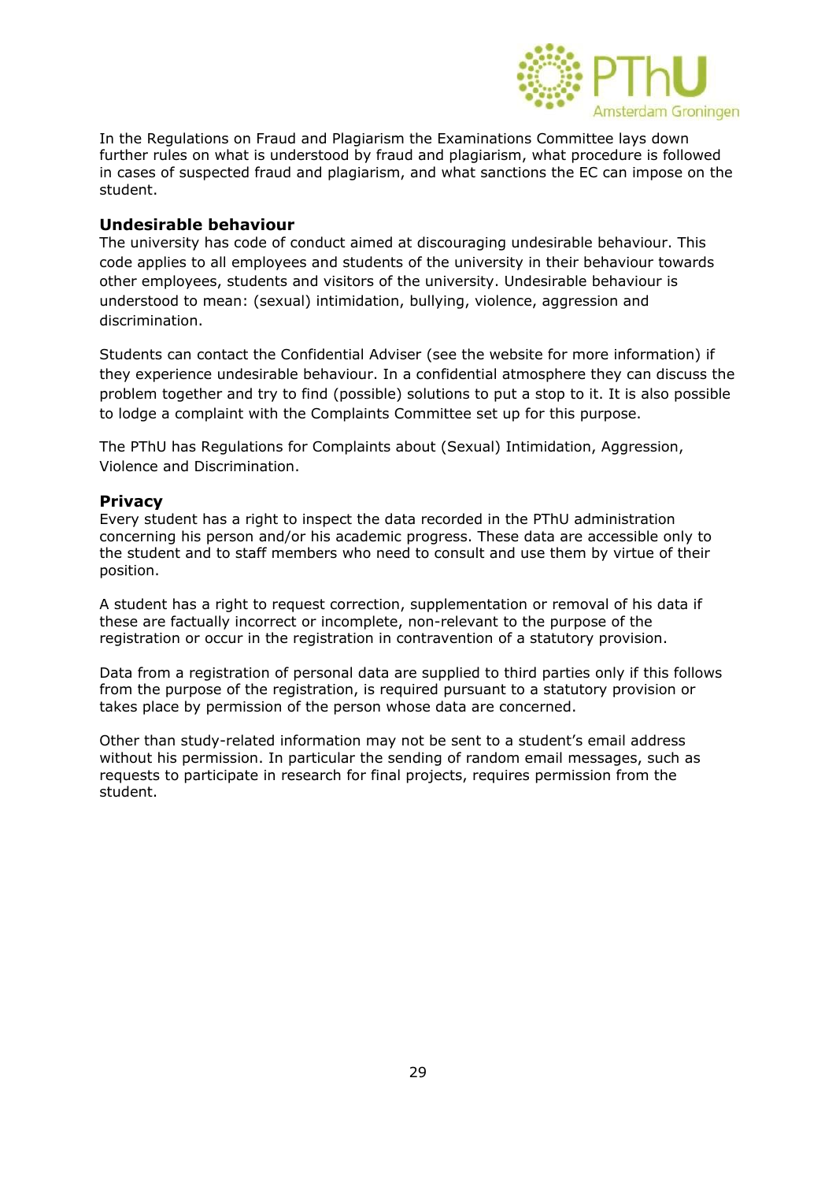In the Regulations on Fraud and Plagiarism the Examinations Committee lays down further rules on what is understood by fraud and plagiarism, what procedure is followed in cases of suspected fraud and plagiarism, and what sanctions the EC can impose on the student.

### Undesirable behaviour

The university has code of conduct aimed at discouraging undesirable behaviour. This code applies to all employees and students of the university in their behaviour towards other employees, students and visitors of the university. Undesirable behaviour is understood to mean: (sexual) intimidation, bullying, violence, aggression and discrimination.

Students can contact the Confidential Adviser (see the website for more information) if they experience undesirable behaviour. In a confidential atmosphere they can discuss the problem together and try to find (possible) solutions to put a stop to it. It is also possible to lodge a complaint with the Complaints Committee set up for this purpose.

The PThU has Regulations for Complaints about (Sexual) Intimidation, Aggression, Violence and Discrimination.

### Privacy

Every student has a right to inspect the data recorded in the PThU administration concerning his person and/or his academic progress. These data are accessible only to the student and to staff members who need to consult and use them by virtue of their position.

A student has a right to request correction, supplementation or removal of his data if these are factually incorrect or incomplete, non-relevant to the purpose of the registration or occur in the registration in contravention of a statutory provision.

Data from a registration of personal data are supplied to third parties only if this follows from the purpose of the registration, is required pursuant to a statutory provision or takes place by permission of the person whose data are concerned.

Other than study-related information may not be sent to a student's email address without his permission. In particular the sending of random email messages, such as requests to participate in research for final projects, requires permission from the student.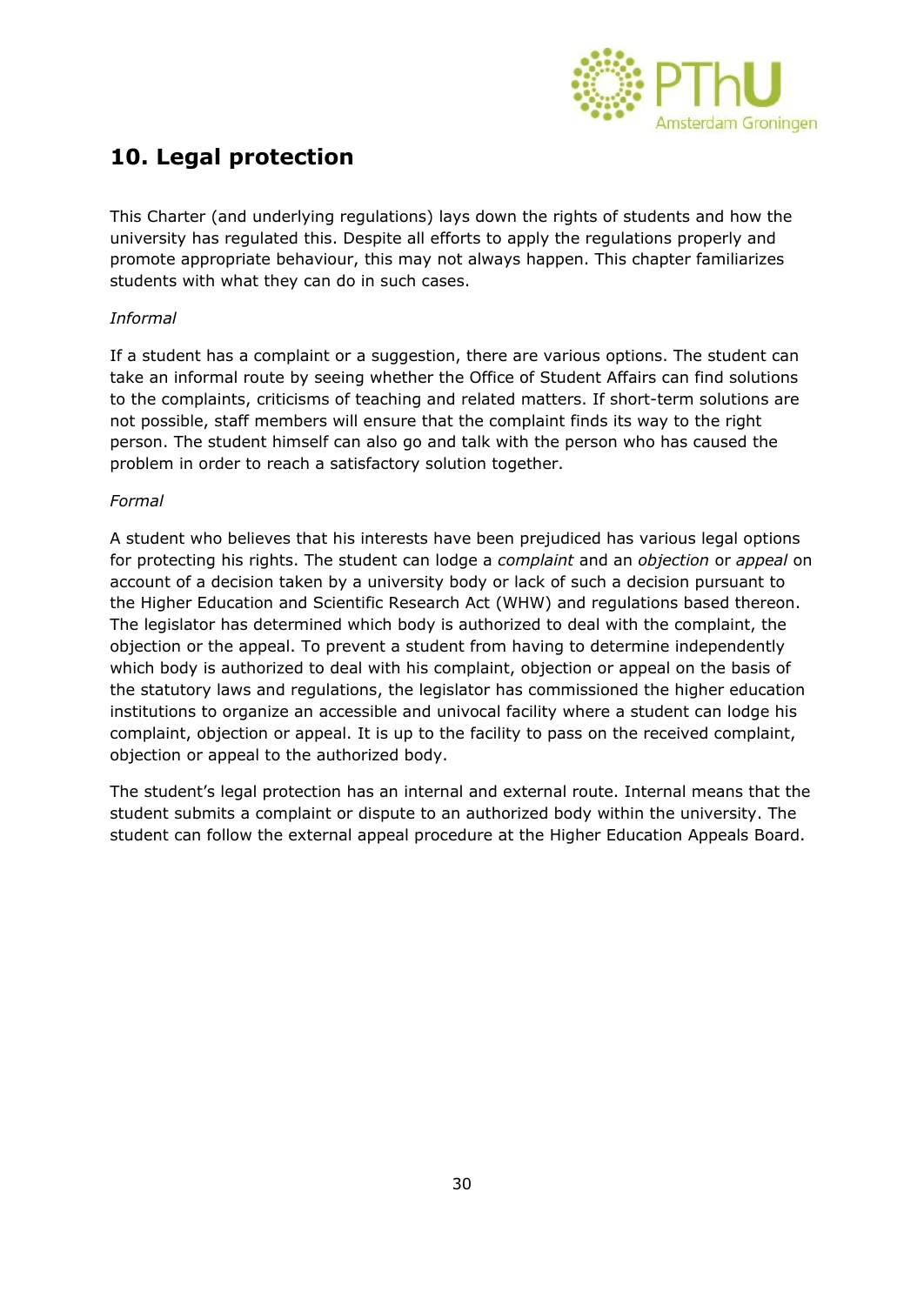## 10. Legal protection

This Charter (and underlying regulations) lays down the rights of students and how the university has regulated this. Despite all efforts to apply the regulations properly and promote appropriate behaviour, this may not always happen. This chapter familiarizes students with what they can do in such cases.

*Informal*

If a student has a complaint or a suggestion, there are various options. The student can take an informal route by seeing whether the Office of Student Affairs can find solutions to the complaints, criticisms of teaching and related matters. If short-term solutions are not possible, staff members will ensure that the complaint finds its way to the right person. The student himself can also go and talk with the person who has caused the problem in order to reach a satisfactory solution together.

*Formal*

A student who believes that his interests have been prejudiced has various legal options for protecting his rights. The student can lodge a *complaint* and an *objection* or *appeal* on account of a decision taken by a university body or lack of such a decision pursuant to the Higher Education and Scientific Research Act (WHW) and regulations based thereon. The legislator has determined which body is authorized to deal with the complaint, the objection or the appeal. To prevent a student from having to determine independently which body is authorized to deal with his complaint, objection or appeal on the basis of the statutory laws and regulations, the legislator has commissioned the higher education institutions to organize an accessible and univocal facility where a student can lodge his complaint, objection or appeal. It is up to the facility to pass on the received complaint, objection or appeal to the authorized body.

The student's legal protection has an internal and external route. Internal means that the student submits a complaint or dispute to an authorized body within the university. The student can follow the external appeal procedure at the Higher Education Appeals Board.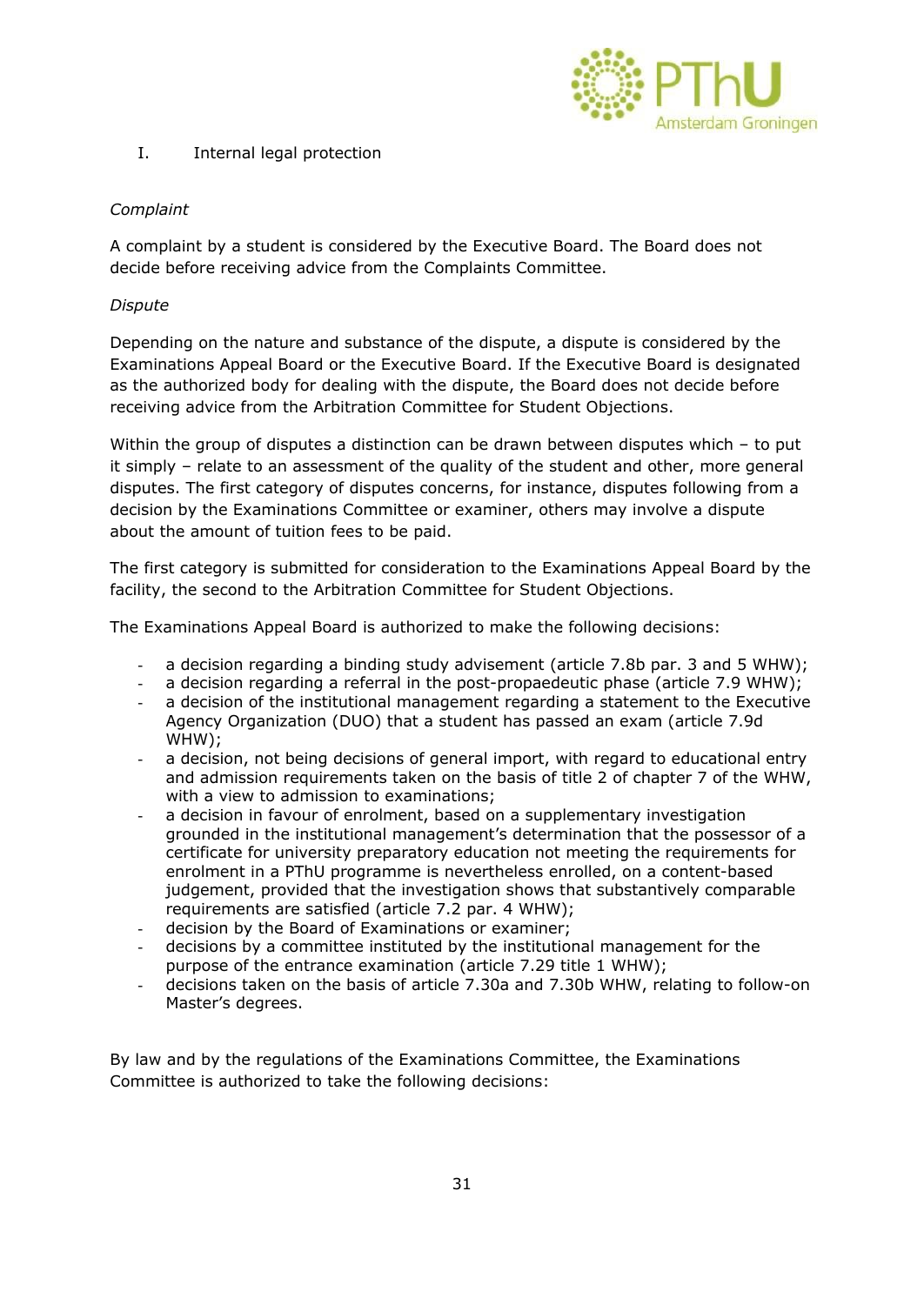## I. Internal legal protection

*Complaint*

A complaint by a student is considered by the Executive Board. The Board does not decide before receiving advice from the Complaints Committee.

*Dispute*

Depending on the nature and substance of the dispute, a dispute is considered by the Examinations Appeal Board or the Executive Board. If the Executive Board is designated as the authorized body for dealing with the dispute, the Board does not decide before receiving advice from the Arbitration Committee for Student Objections.

Within the group of disputes a distinction can be drawn between disputes which – to put it simply – relate to an assessment of the quality of the student and other, more general disputes. The first category of disputes concerns, for instance, disputes following from a decision by the Examinations Committee or examiner, others may involve a dispute about the amount of tuition fees to be paid.

The first category is submitted for consideration to the Examinations Appeal Board by the facility, the second to the Arbitration Committee for Student Objections.

The Examinations Appeal Board is authorized to make the following decisions:

- a decision regarding a binding study advisement (article 7.8b par. 3 and 5 WHW);
- a decision regarding a referral in the post-propaedeutic phase (article 7.9 WHW);
- a decision of the institutional management regarding a statement to the Executive Agency Organization (DUO) that a student has passed an exam (article 7.9d WHW);
- a decision, not being decisions of general import, with regard to educational entry and admission requirements taken on the basis of title 2 of chapter 7 of the WHW, with a view to admission to examinations;
- a decision in favour of enrolment, based on a supplementary investigation grounded in the institutional management's determination that the possessor of a certificate for university preparatory education not meeting the requirements for enrolment in a PThU programme is nevertheless enrolled, on a content-based judgement, provided that the investigation shows that substantively comparable requirements are satisfied (article 7.2 par. 4 WHW);
- decision by the Board of Examinations or examiner;
- decisions by a committee instituted by the institutional management for the purpose of the entrance examination (article 7.29 title 1 WHW);
- decisions taken on the basis of article 7.30a and 7.30b WHW, relating to follow-on Master's degrees.

By law and by the regulations of the Examinations Committee, the Examinations Committee is authorized to take the following decisions: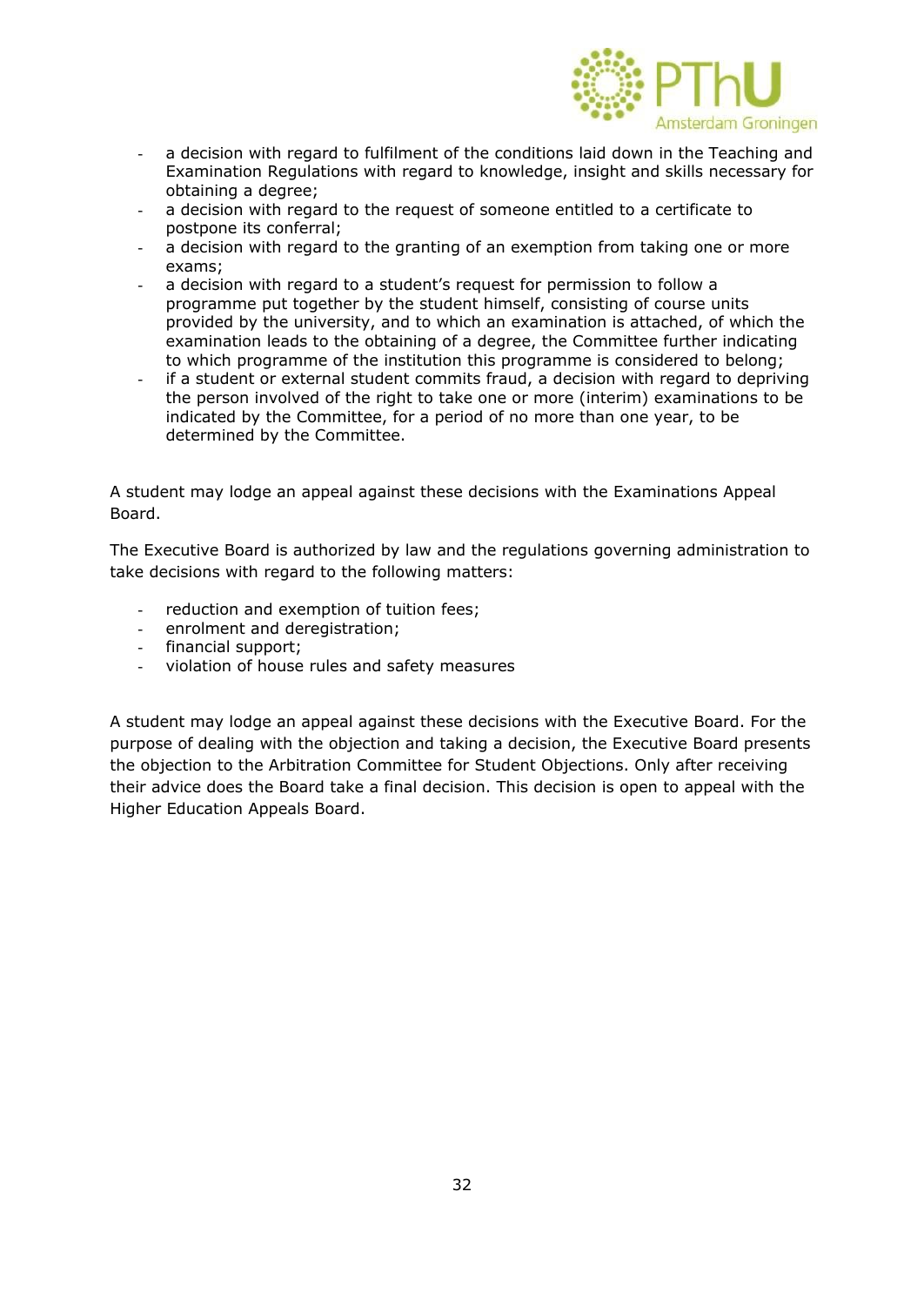- a decision with regard to fulfilment of the conditions laid down in the Teaching and Examination Regulations with regard to knowledge, insight and skills necessary for obtaining a degree;
- a decision with regard to the request of someone entitled to a certificate to postpone its conferral;
- a decision with regard to the granting of an exemption from taking one or more exams;
- a decision with regard to a student's request for permission to follow a programme put together by the student himself, consisting of course units provided by the university, and to which an examination is attached, of which the examination leads to the obtaining of a degree, the Committee further indicating to which programme of the institution this programme is considered to belong;
- if a student or external student commits fraud, a decision with regard to depriving the person involved of the right to take one or more (interim) examinations to be indicated by the Committee, for a period of no more than one year, to be determined by the Committee.

A student may lodge an appeal against these decisions with the Examinations Appeal Board.

The Executive Board is authorized by law and the regulations governing administration to take decisions with regard to the following matters:

- reduction and exemption of tuition fees;
- enrolment and deregistration;
- financial support;
- violation of house rules and safety measures

A student may lodge an appeal against these decisions with the Executive Board. For the purpose of dealing with the objection and taking a decision, the Executive Board presents the objection to the Arbitration Committee for Student Objections. Only after receiving their advice does the Board take a final decision. This decision is open to appeal with the Higher Education Appeals Board.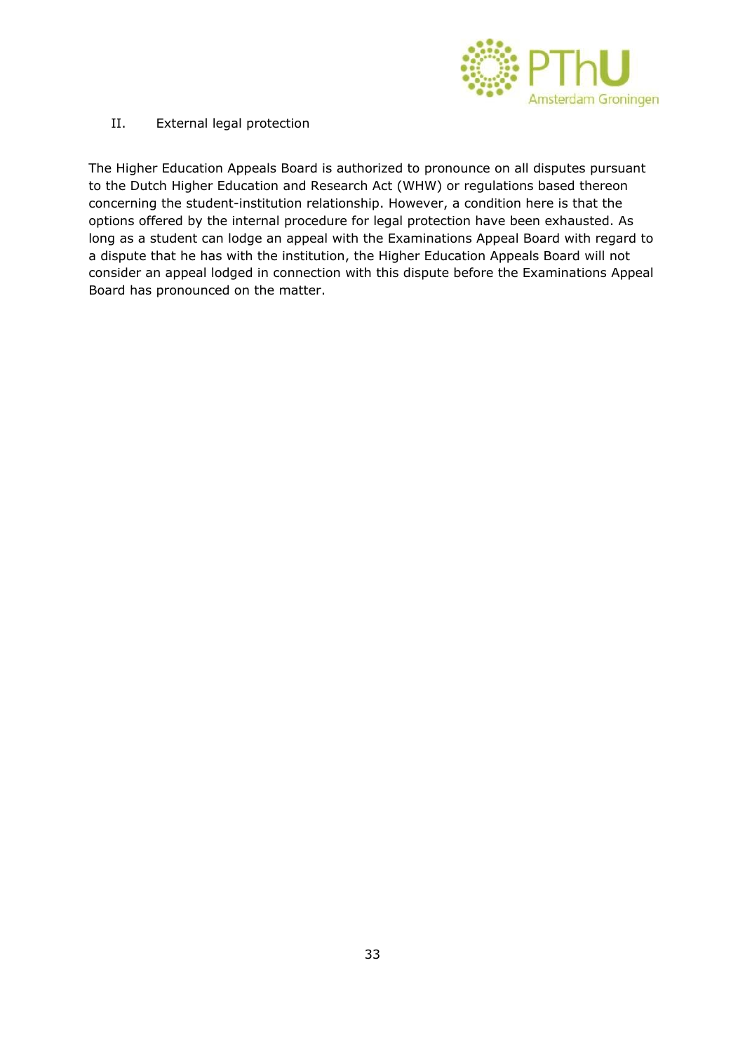II. External legal protection

The Higher Education Appeals Board is authorized to pronounce on all disputes pursuant to the Dutch Higher Education and Research Act (WHW) or regulations based thereon concerning the student-institution relationship. However, a condition here is that the options offered by the internal procedure for legal protection have been exhausted. As long as a student can lodge an appeal with the Examinations Appeal Board with regard to a dispute that he has with the institution, the Higher Education Appeals Board will not consider an appeal lodged in connection with this dispute before the Examinations Appeal Board has pronounced on the matter.